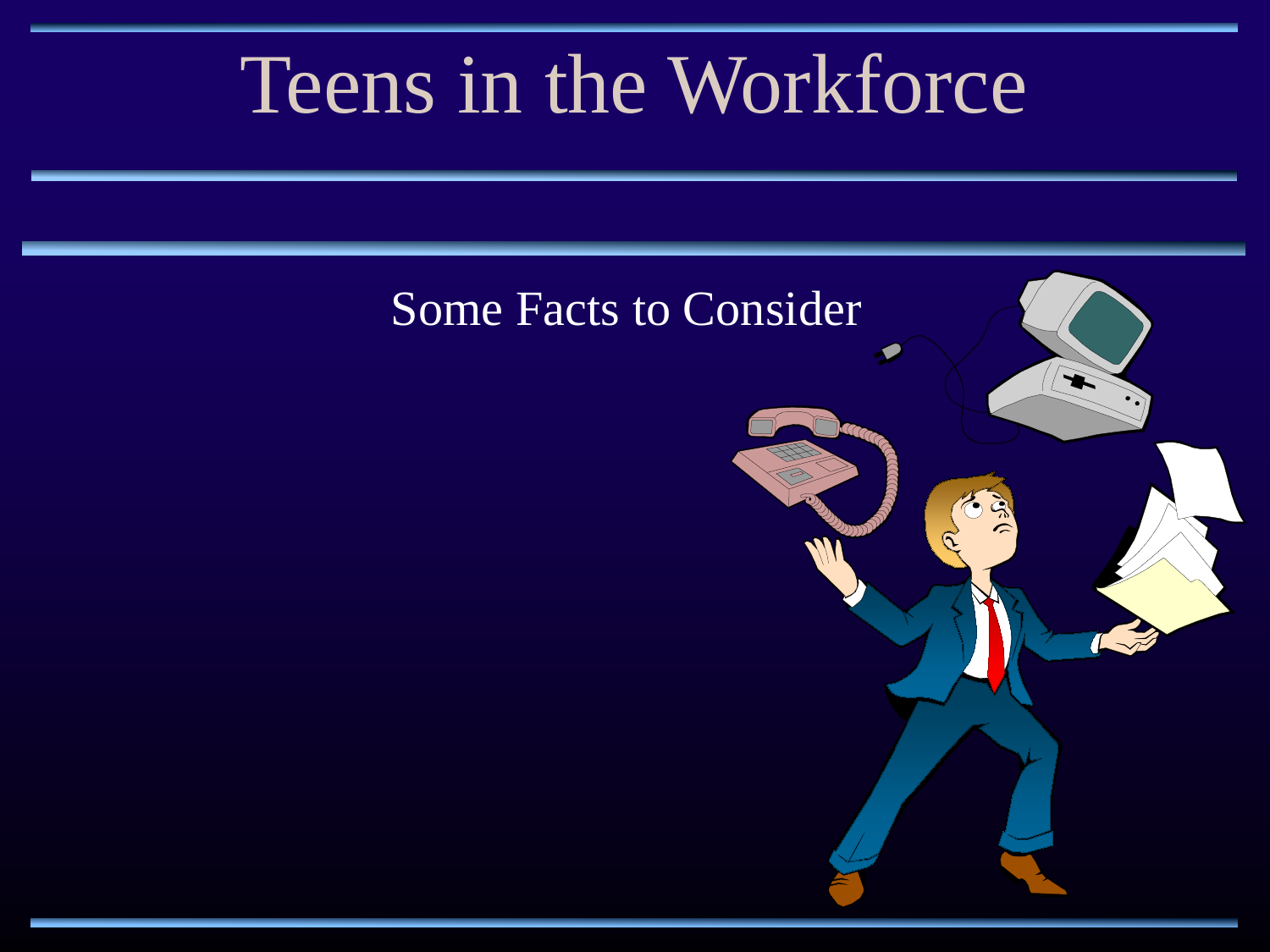# Teens in the Workforce

Some Facts to Consider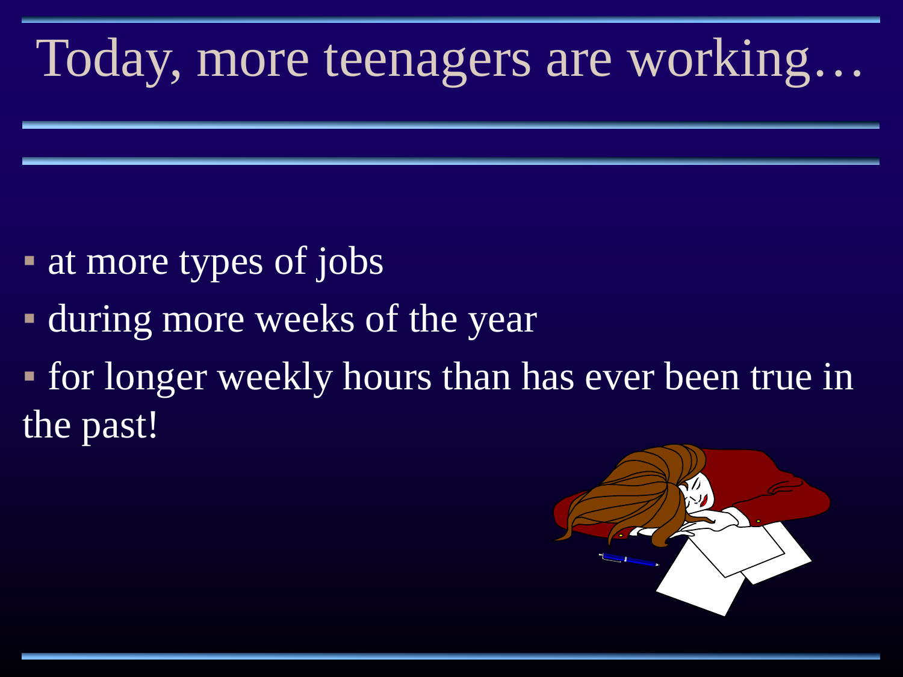# Today, more teenagers are working…

- at more types of jobs
- during more weeks of the year
- for longer weekly hours than has ever been true in the past!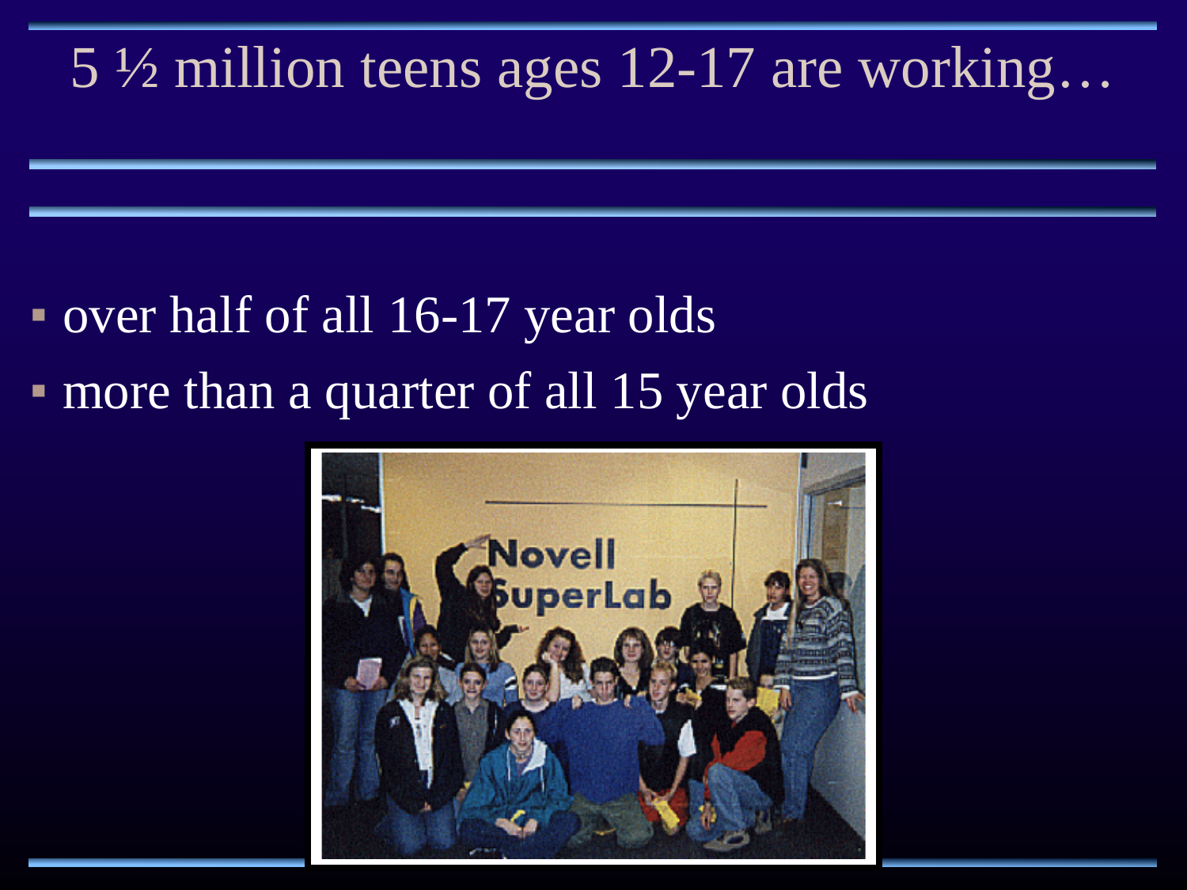# 5 ½ million teens ages 12-17 are working…

- over half of all 16-17 year olds
- more than a quarter of all 15 year olds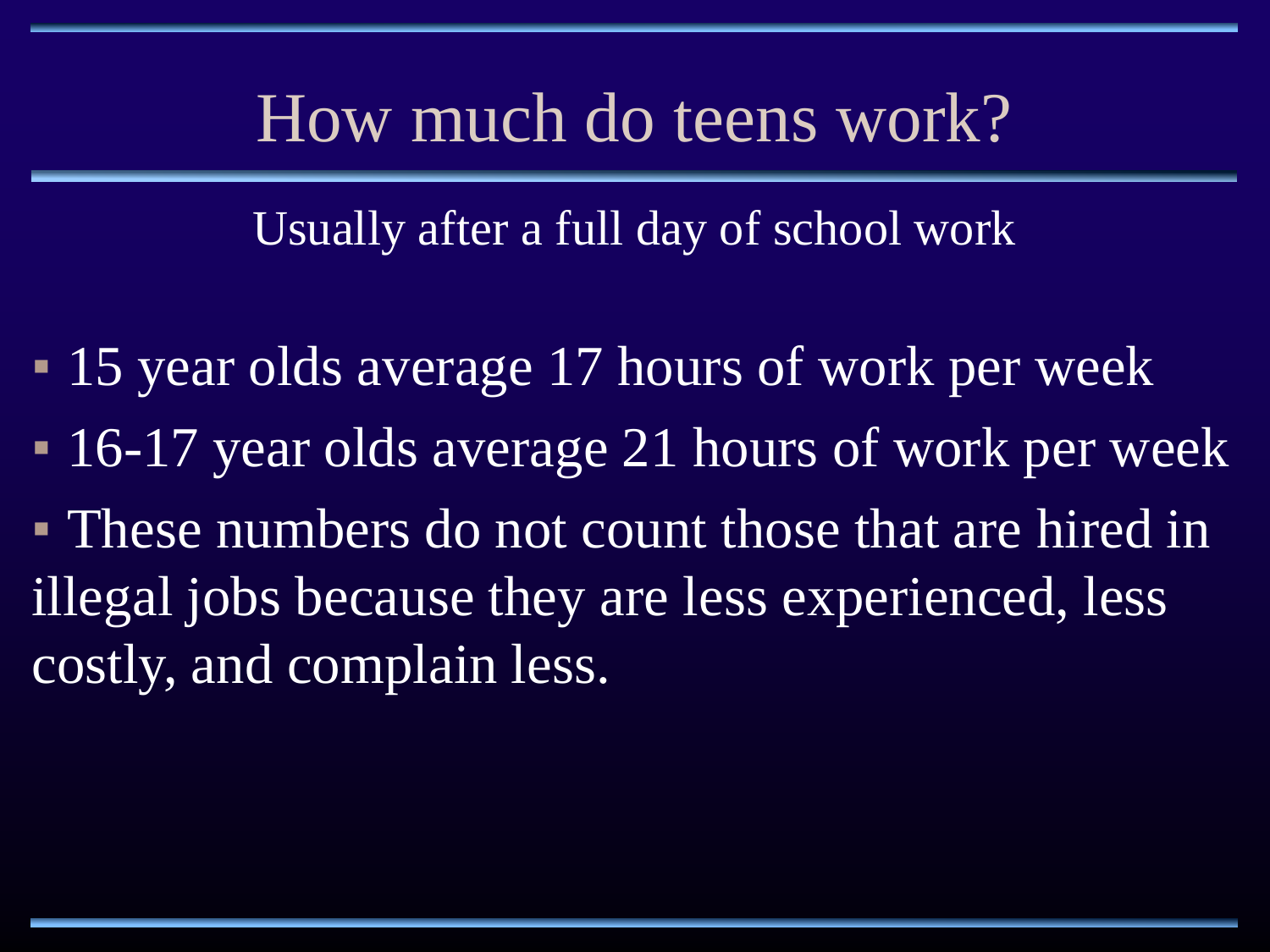# How much do teens work?

Usually after a full day of school work

- 15 year olds average 17 hours of work per week
- 16-17 year olds average 21 hours of work per week
- These numbers do not count those that are hired in illegal jobs because they are less experienced, less costly, and complain less.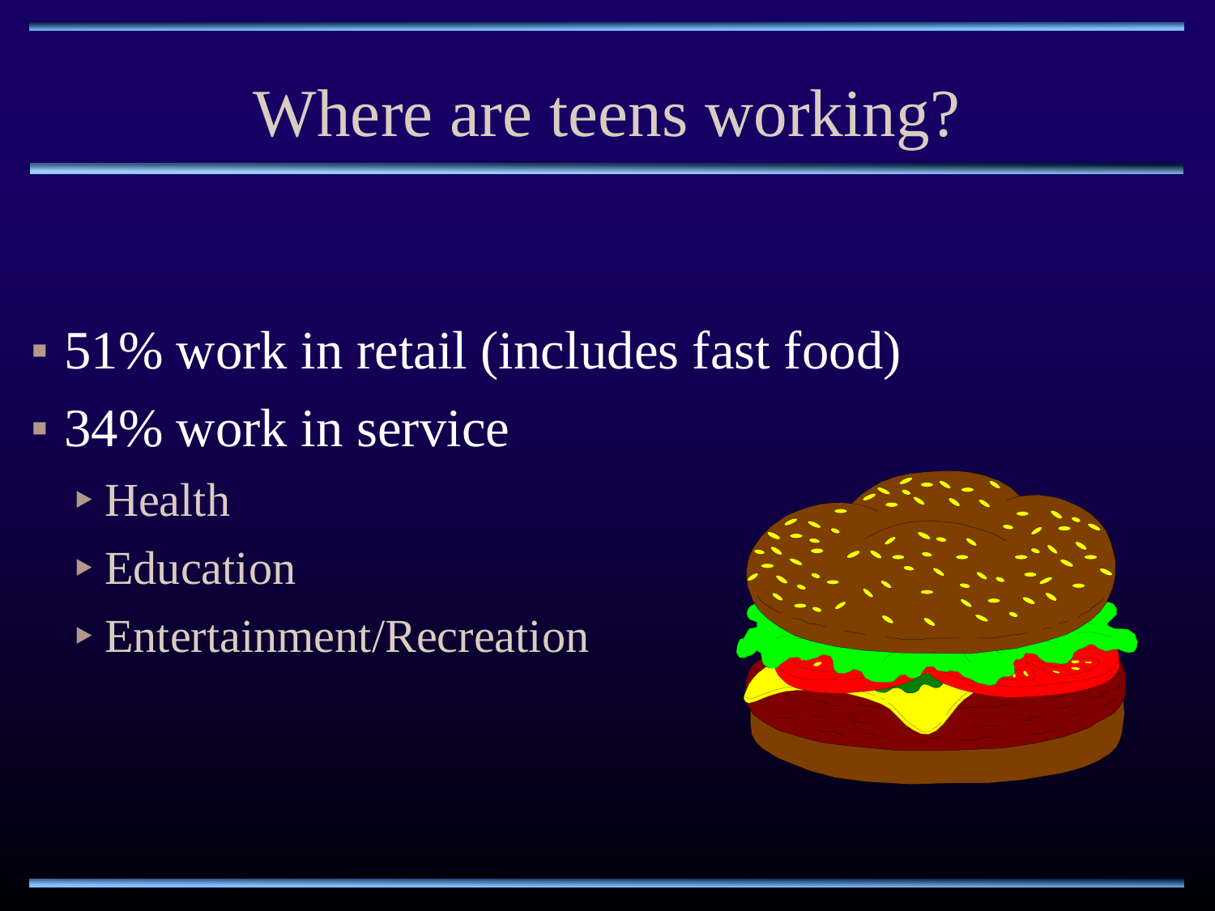# Where are teens working?

- 51% work in retail (includes fast food)
- 34% work in service
  - Health
  - Education
  - Entertainment/Recreation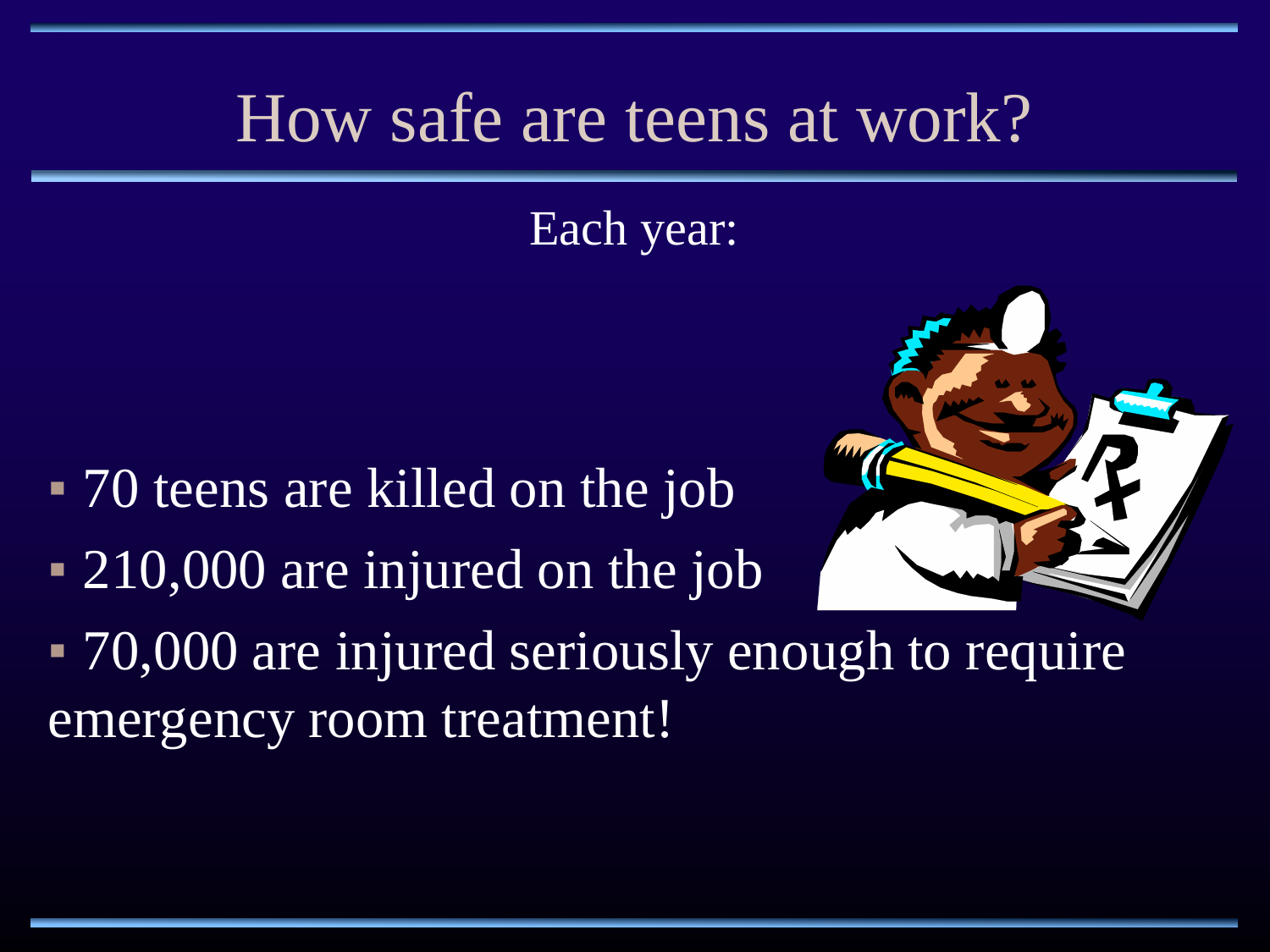# How safe are teens at work?

Each year:

- 70 teens are killed on the job
- 210,000 are injured on the job
- 70,000 are injured seriously enough to require emergency room treatment!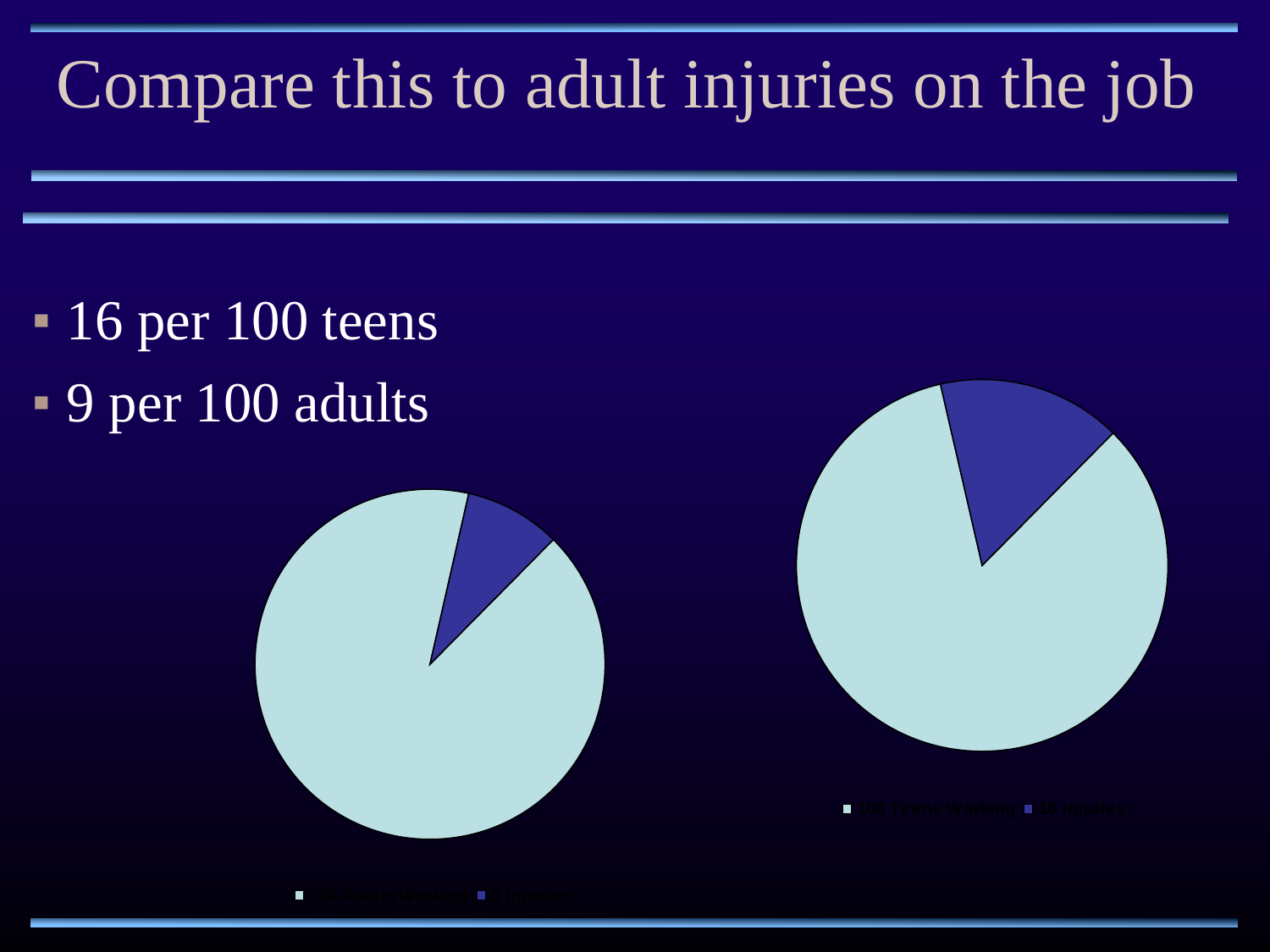# Compare this to adult injuries on the job

- 16 per 100 teens
- 9 per 100 adults

100 Adults Working | 9 Injuries

100 Teens Working | 16 Injuries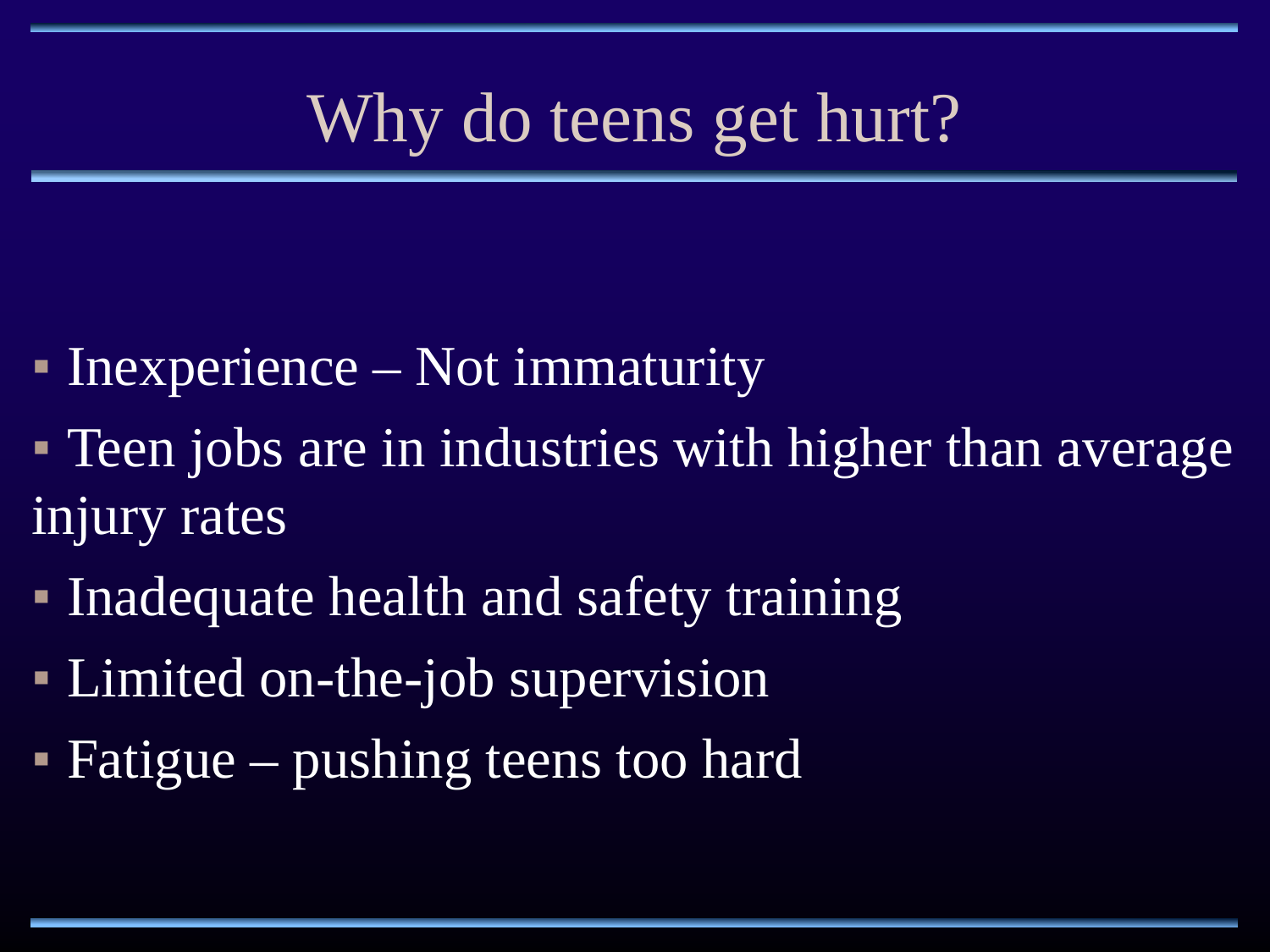# Why do teens get hurt?

- Inexperience – Not immaturity
- Teen jobs are in industries with higher than average injury rates
- Inadequate health and safety training
- Limited on-the-job supervision
- Fatigue – pushing teens too hard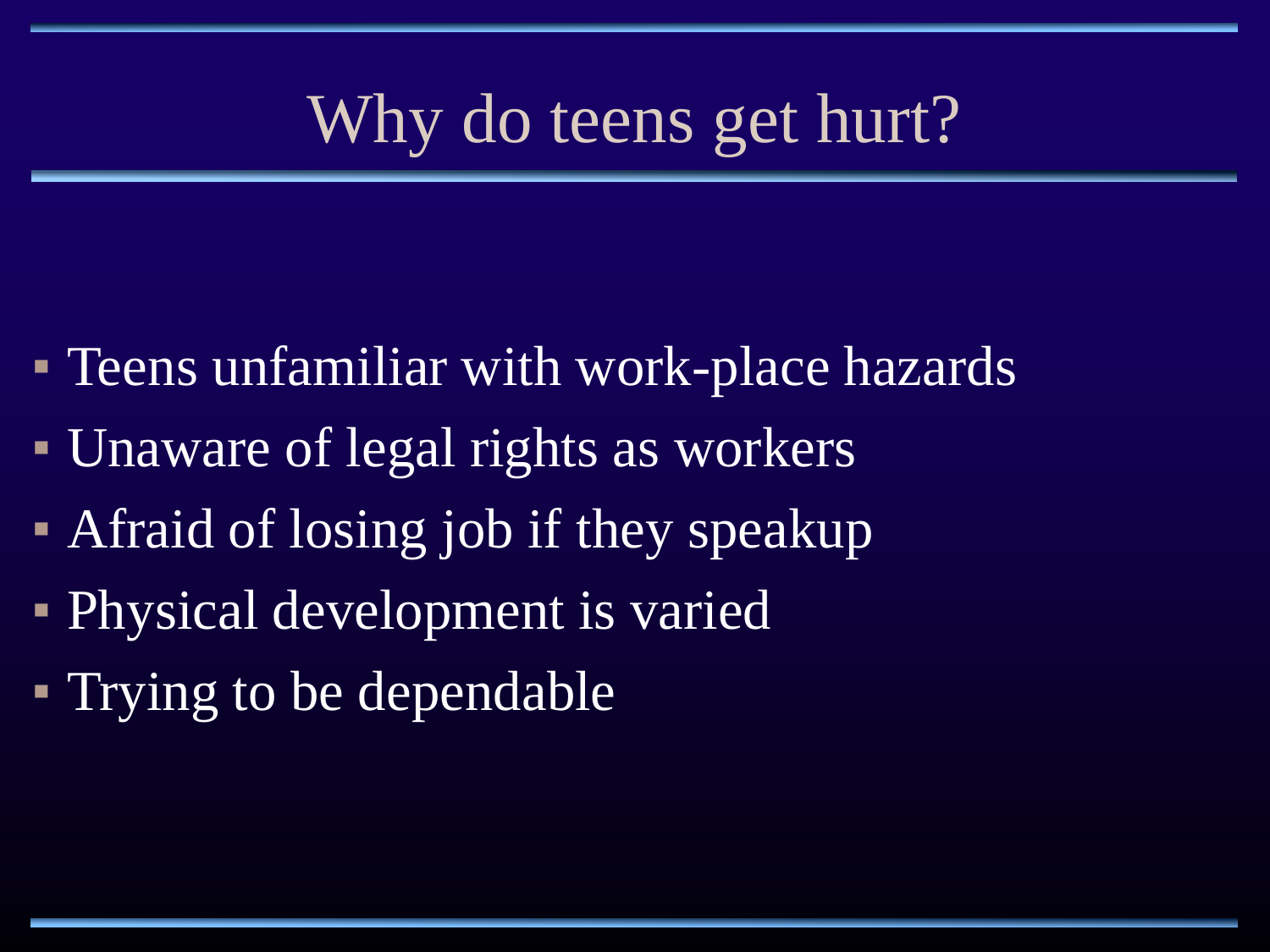# Why do teens get hurt?

- Teens unfamiliar with work-place hazards
- Unaware of legal rights as workers
- Afraid of losing job if they speakup
- Physical development is varied
- Trying to be dependable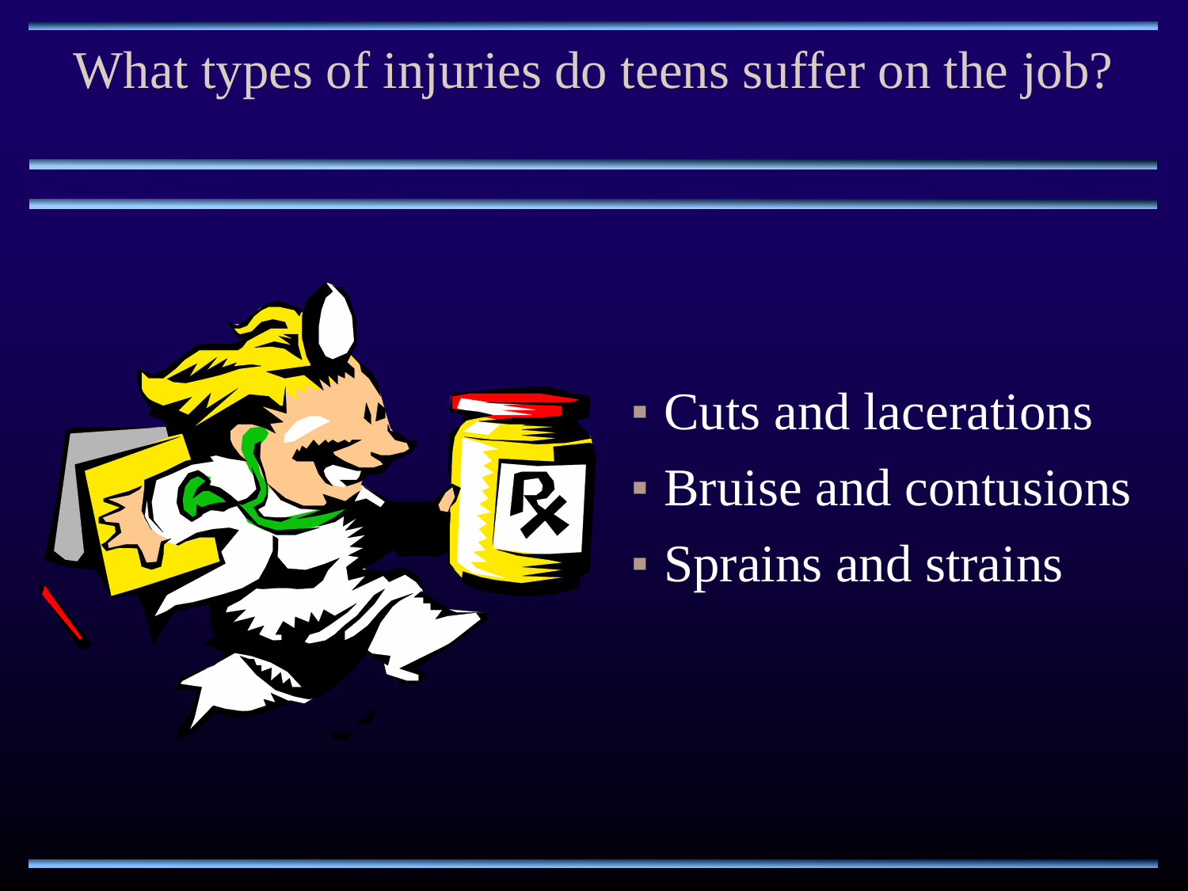# What types of injuries do teens suffer on the job?

- Cuts and lacerations
- Bruise and contusions
- Sprains and strains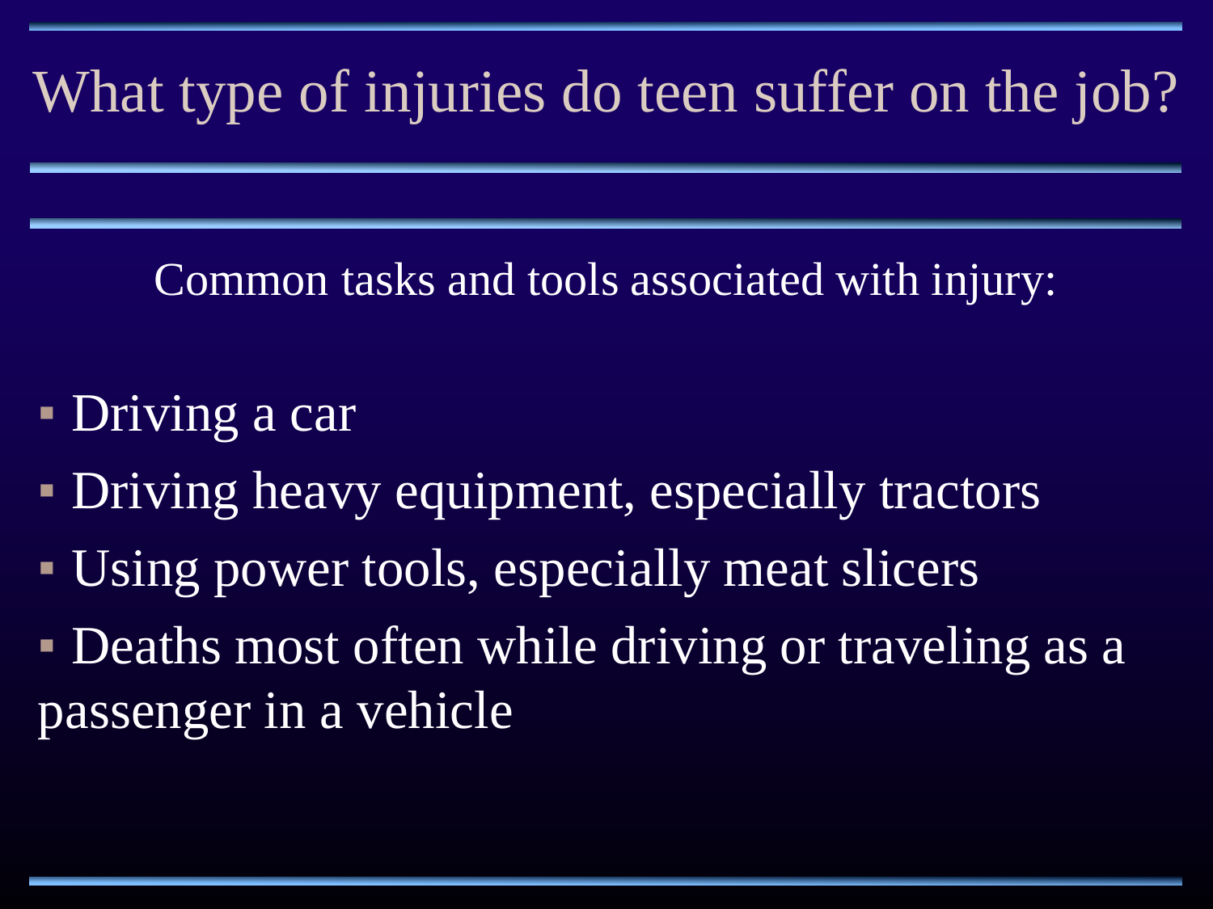# What type of injuries do teen suffer on the job?

Common tasks and tools associated with injury:

- Driving a car
- Driving heavy equipment, especially tractors
- Using power tools, especially meat slicers
- Deaths most often while driving or traveling as a passenger in a vehicle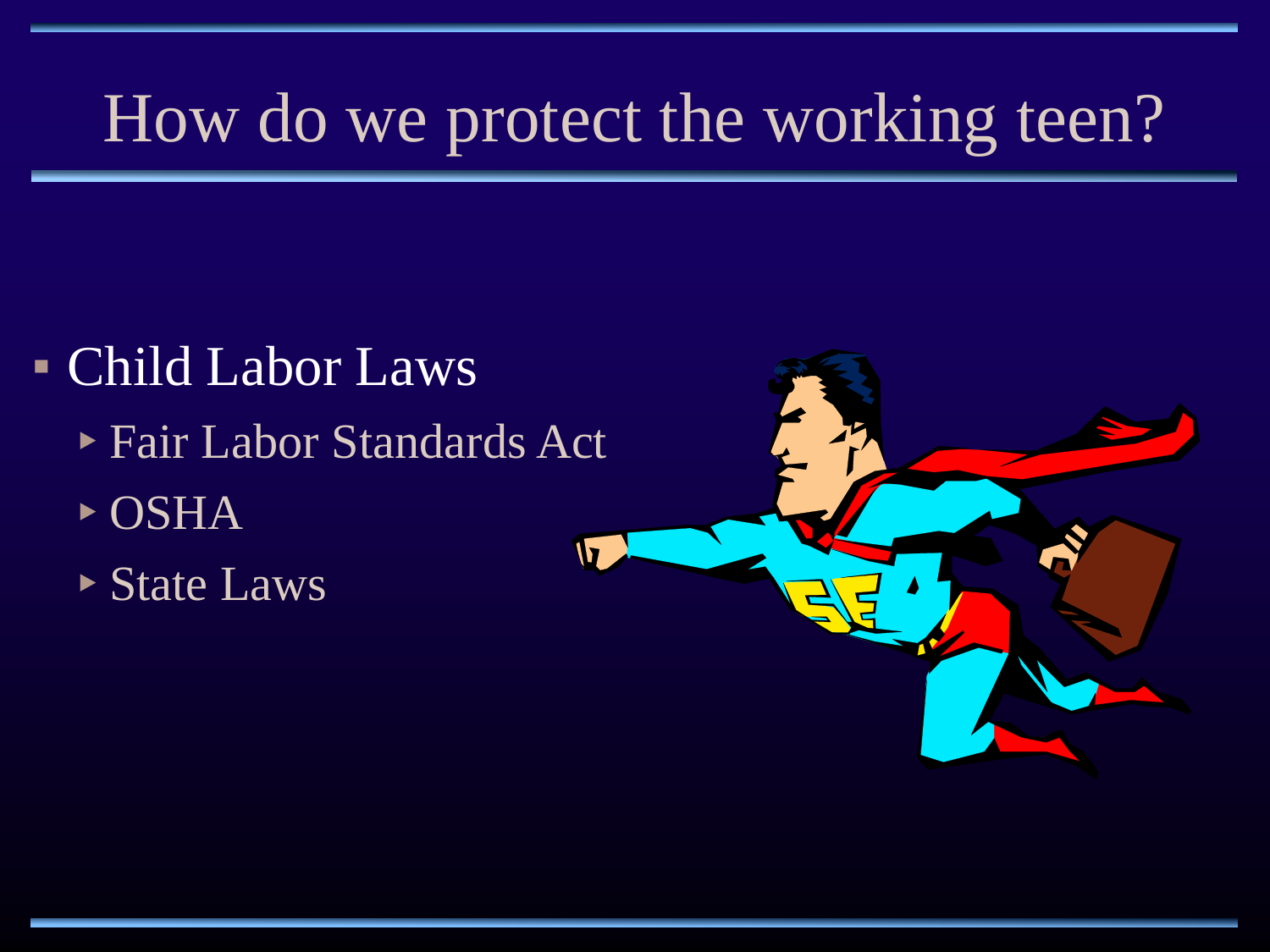# How do we protect the working teen?

- Child Labor Laws
  - Fair Labor Standards Act
  - OSHA
  - State Laws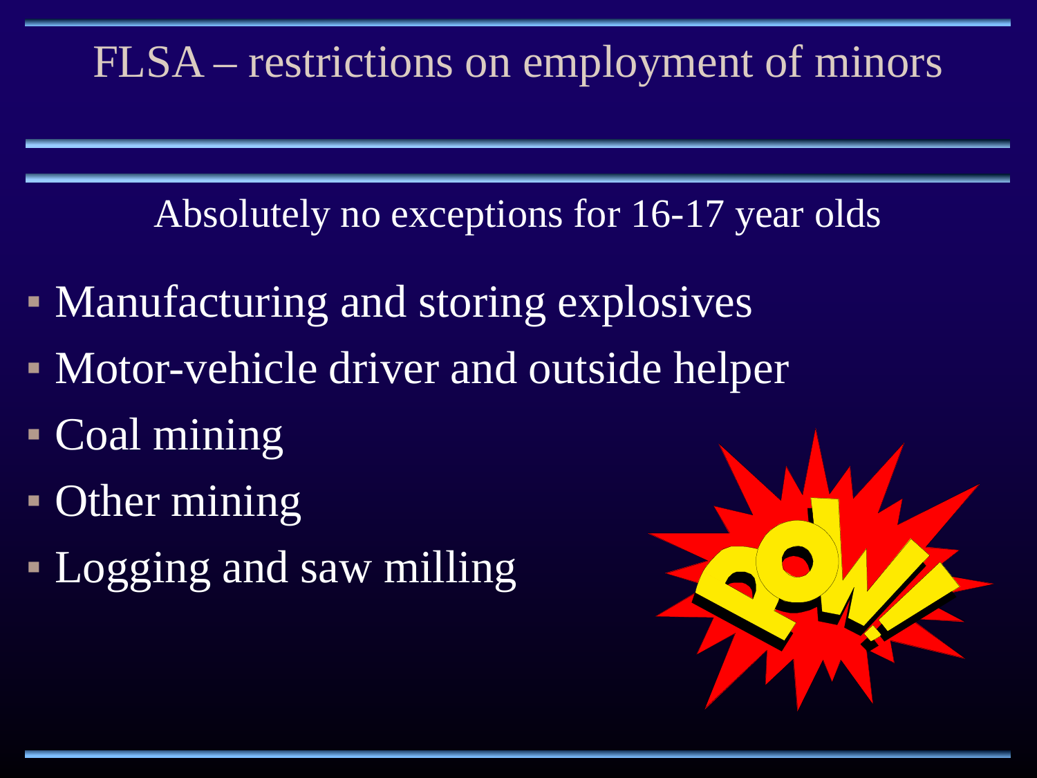# FLSA – restrictions on employment of minors

Absolutely no exceptions for 16-17 year olds

- Manufacturing and storing explosives
- Motor-vehicle driver and outside helper
- Coal mining
- Other mining
- Logging and saw milling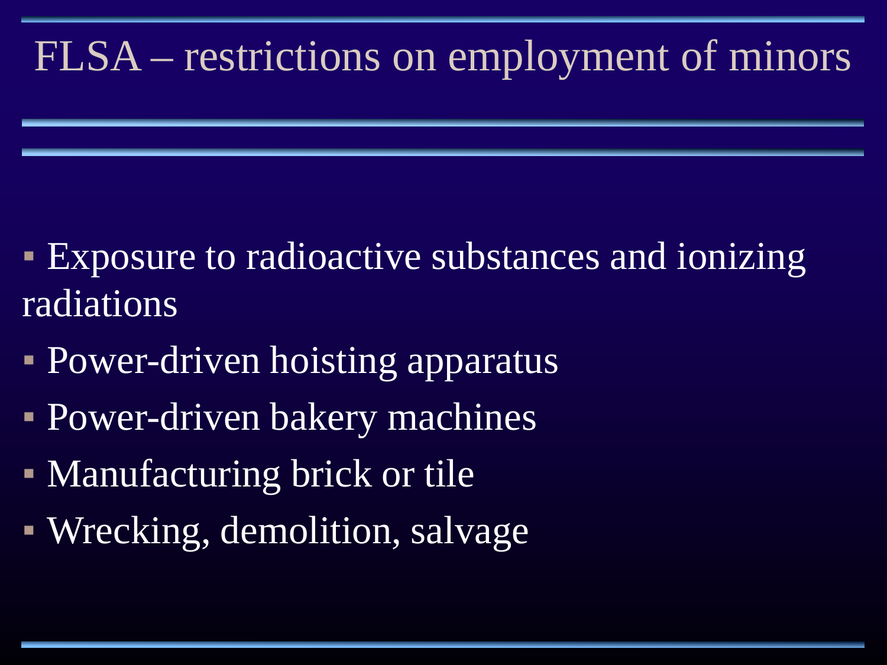# FLSA – restrictions on employment of minors

- Exposure to radioactive substances and ionizing radiations
- Power-driven hoisting apparatus
- Power-driven bakery machines
- Manufacturing brick or tile
- Wrecking, demolition, salvage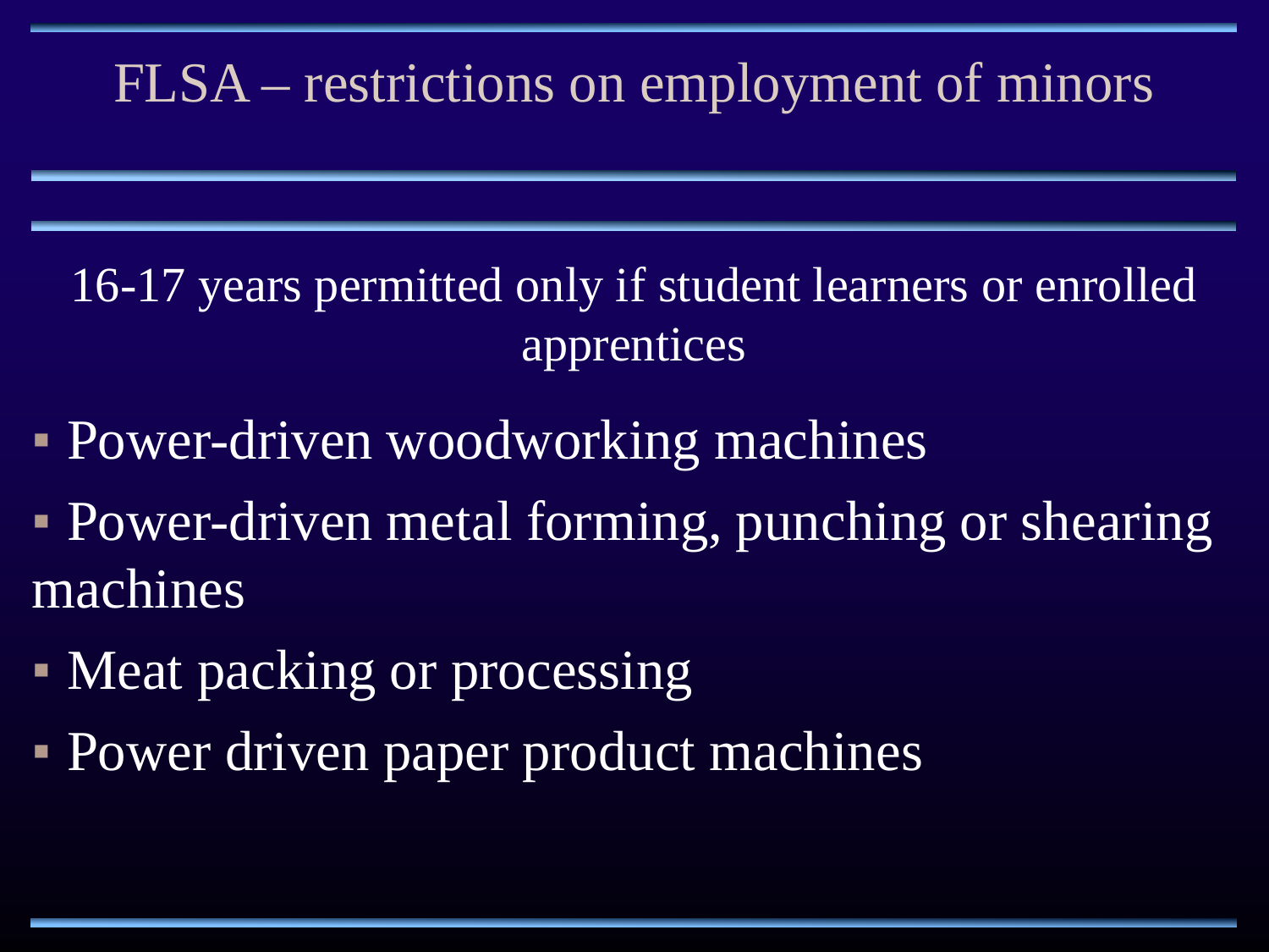# FLSA – restrictions on employment of minors

16-17 years permitted only if student learners or enrolled apprentices

- Power-driven woodworking machines
- Power-driven metal forming, punching or shearing machines
- Meat packing or processing
- Power driven paper product machines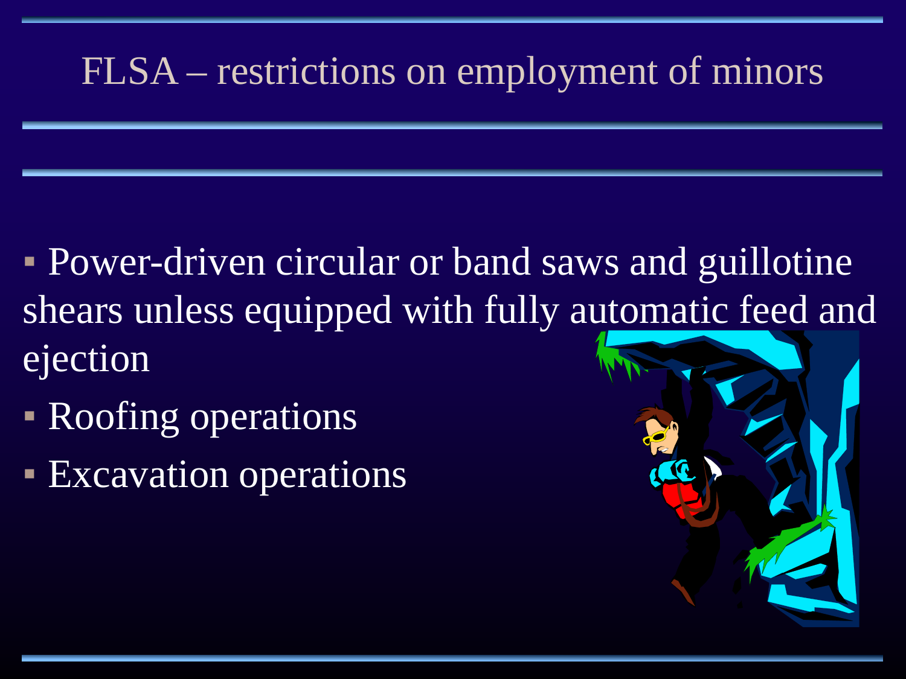# FLSA – restrictions on employment of minors

- Power-driven circular or band saws and guillotine shears unless equipped with fully automatic feed and ejection
- Roofing operations
- Excavation operations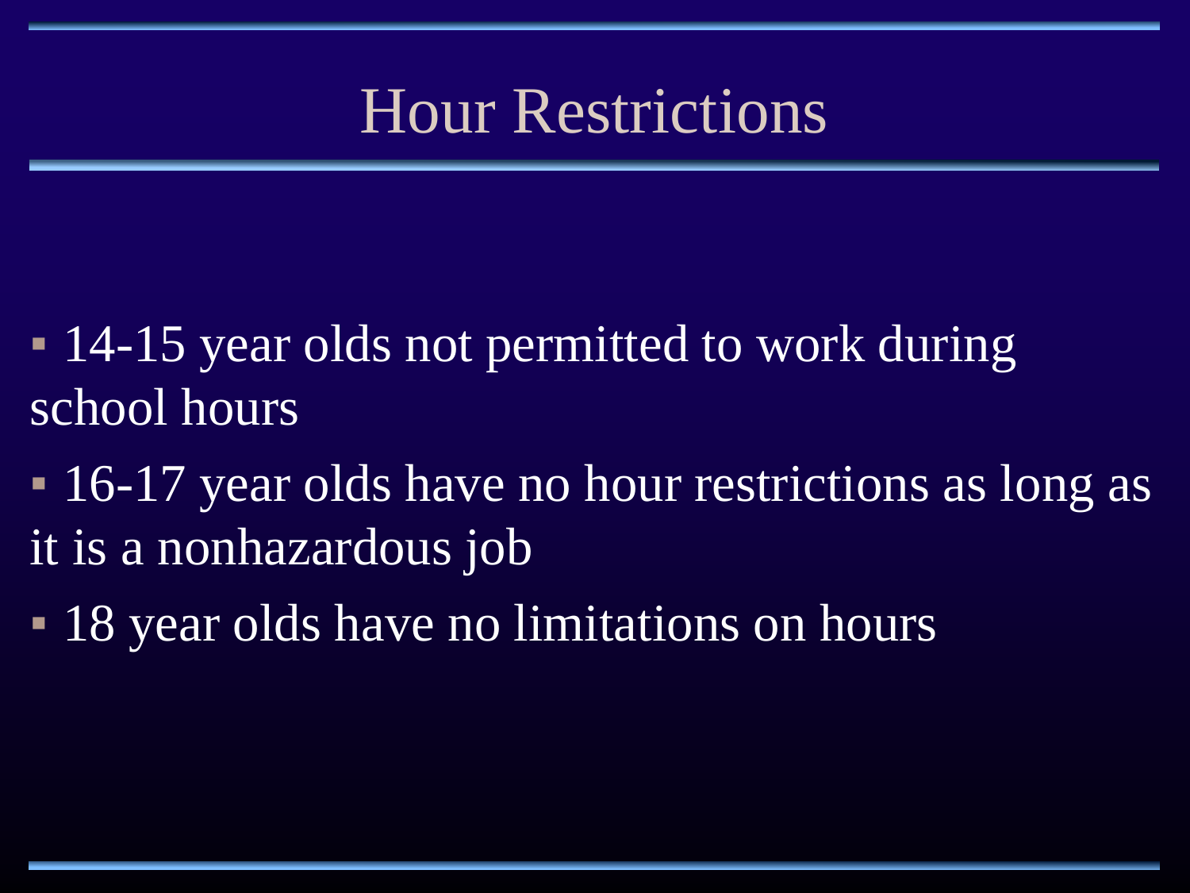# Hour Restrictions

- 14-15 year olds not permitted to work during school hours
- 16-17 year olds have no hour restrictions as long as it is a nonhazardous job
- 18 year olds have no limitations on hours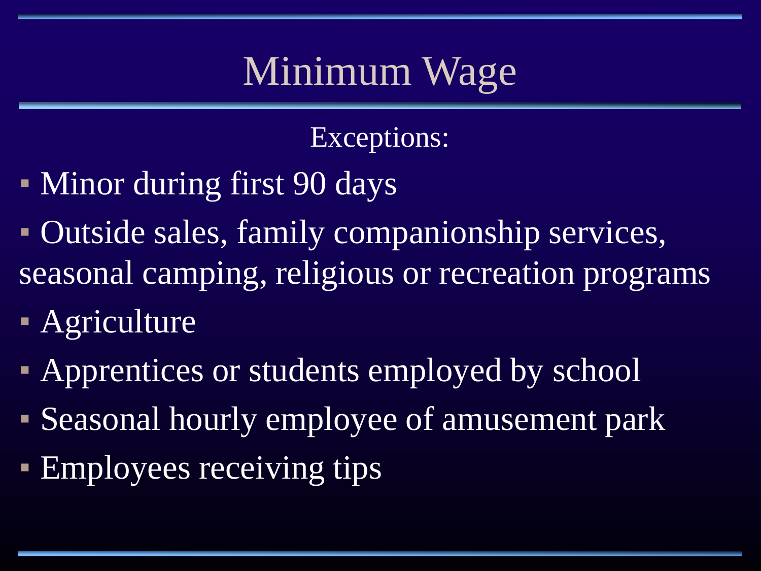# Minimum Wage

Exceptions:

- Minor during first 90 days
- Outside sales, family companionship services, seasonal camping, religious or recreation programs
- Agriculture
- Apprentices or students employed by school
- Seasonal hourly employee of amusement park
- Employees receiving tips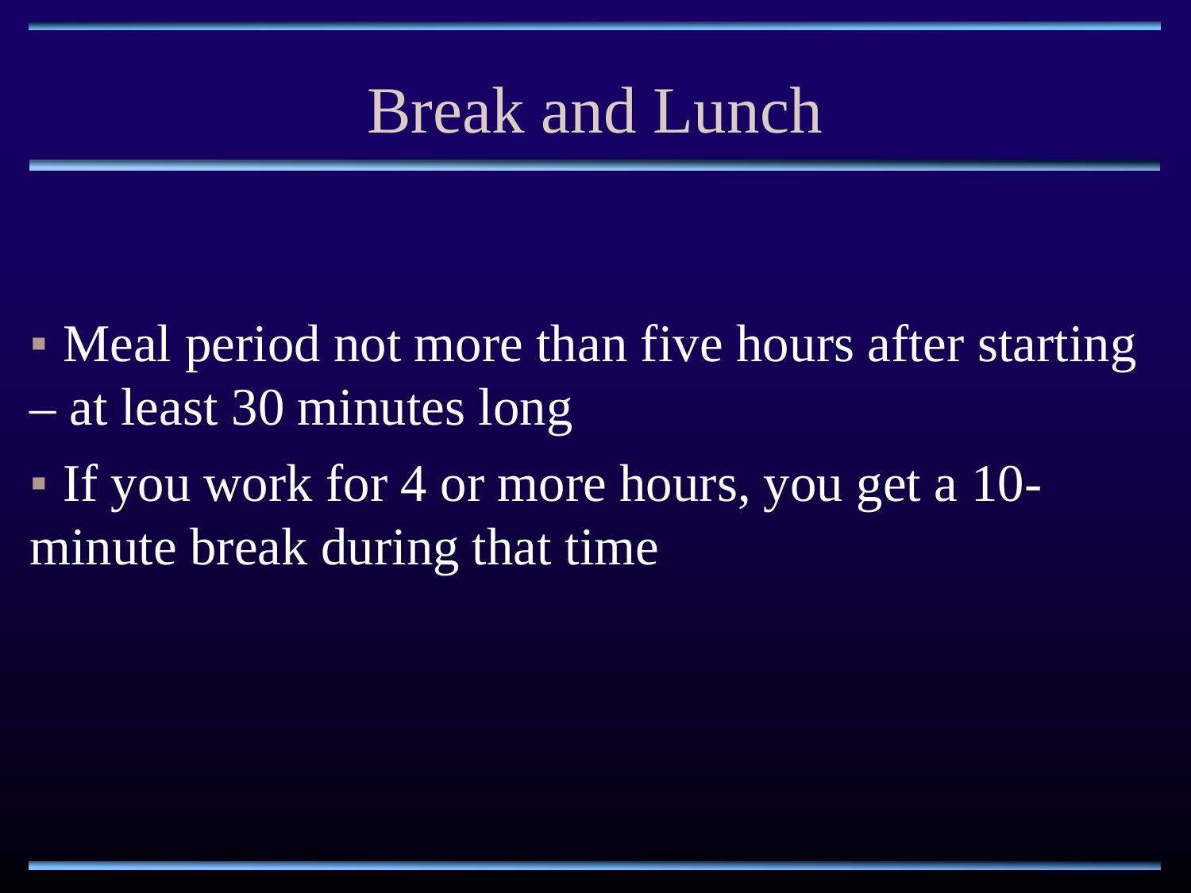# Break and Lunch

- Meal period not more than five hours after starting – at least 30 minutes long
- If you work for 4 or more hours, you get a 10-minute break during that time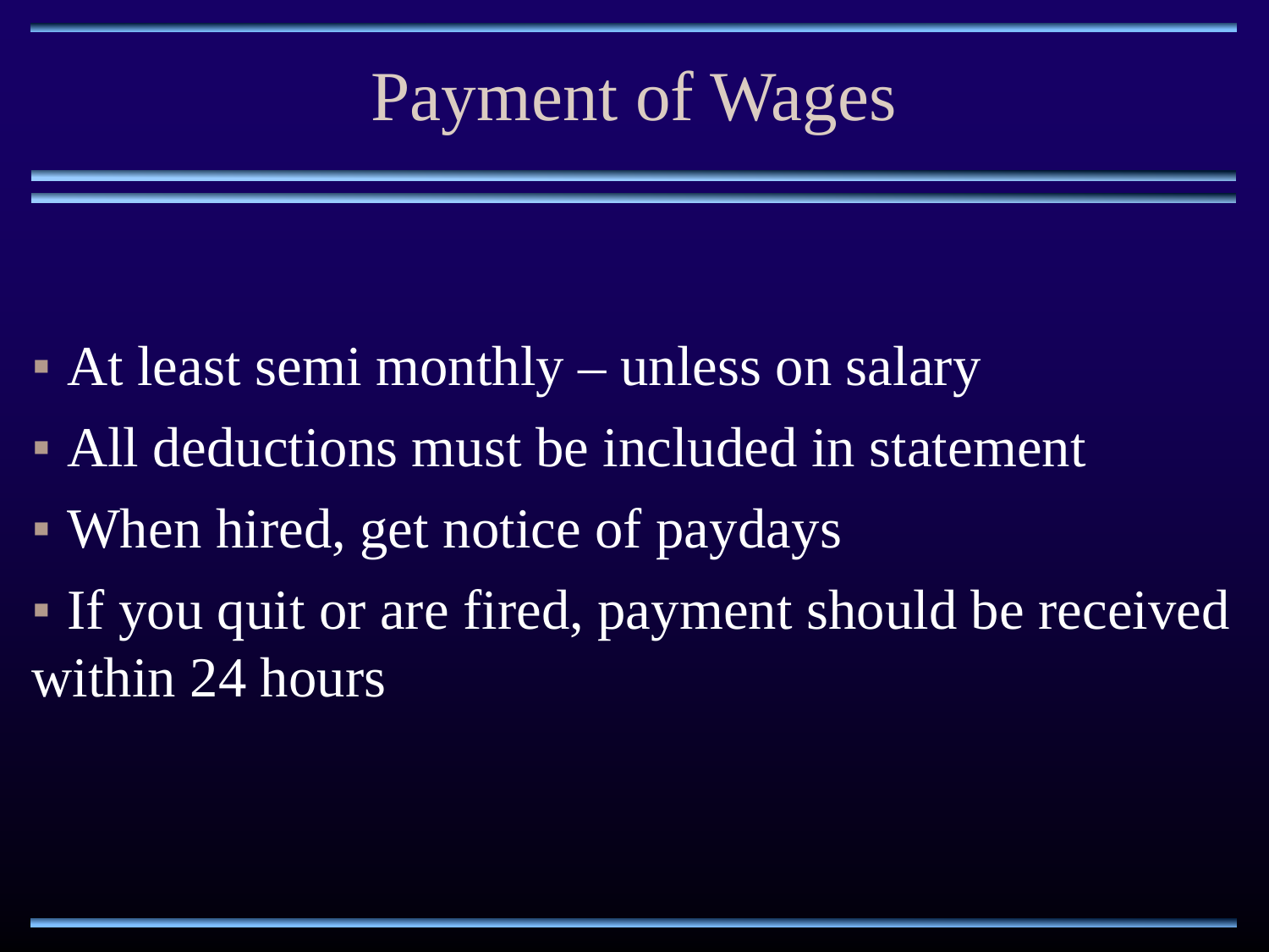# Payment of Wages

- At least semi monthly – unless on salary
- All deductions must be included in statement
- When hired, get notice of paydays
- If you quit or are fired, payment should be received within 24 hours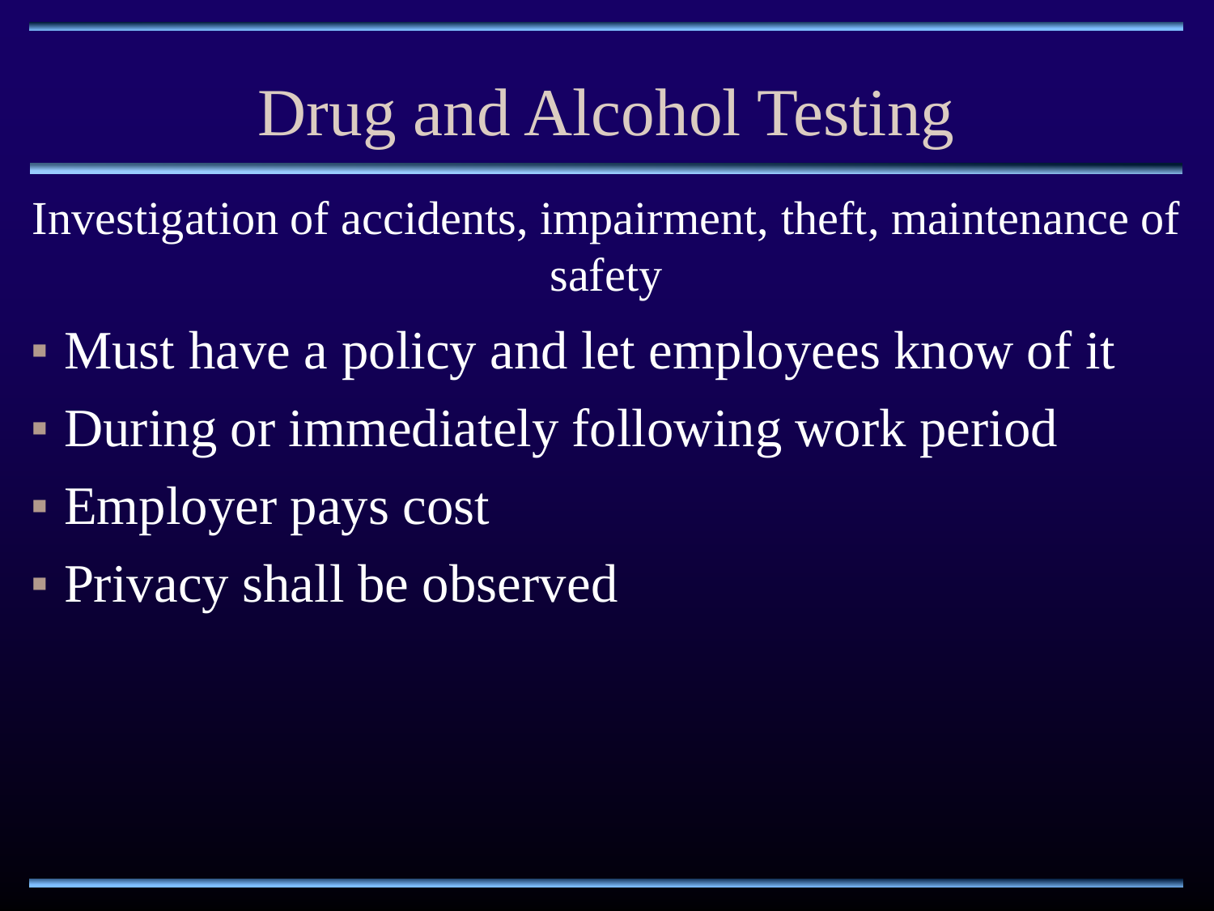# Drug and Alcohol Testing

Investigation of accidents, impairment, theft, maintenance of safety

- Must have a policy and let employees know of it
- During or immediately following work period
- Employer pays cost
- Privacy shall be observed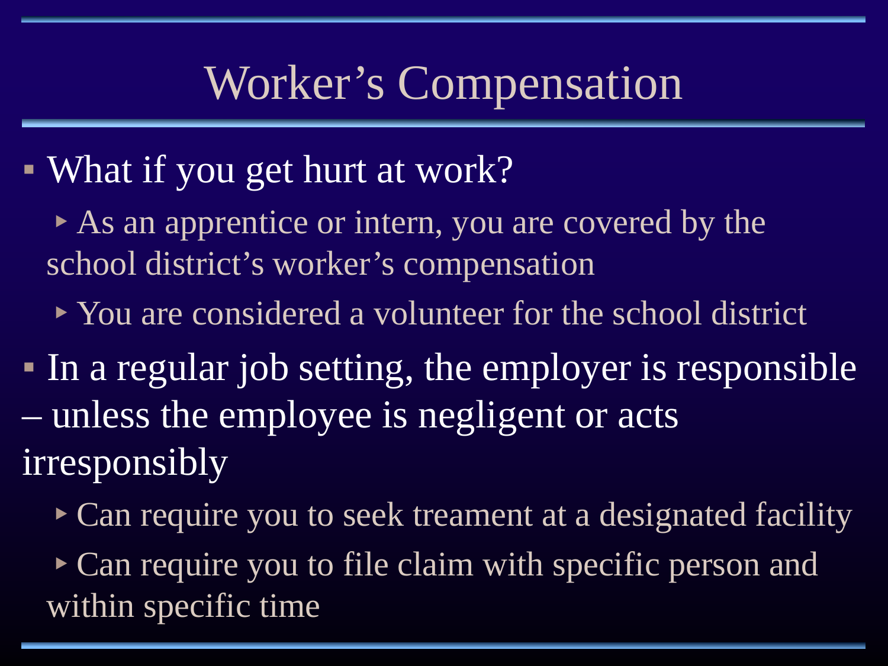# Worker's Compensation

- What if you get hurt at work?
  - As an apprentice or intern, you are covered by the school district's worker's compensation
  - You are considered a volunteer for the school district
- In a regular job setting, the employer is responsible – unless the employee is negligent or acts irresponsibly
  - Can require you to seek treament at a designated facility
  - Can require you to file claim with specific person and within specific time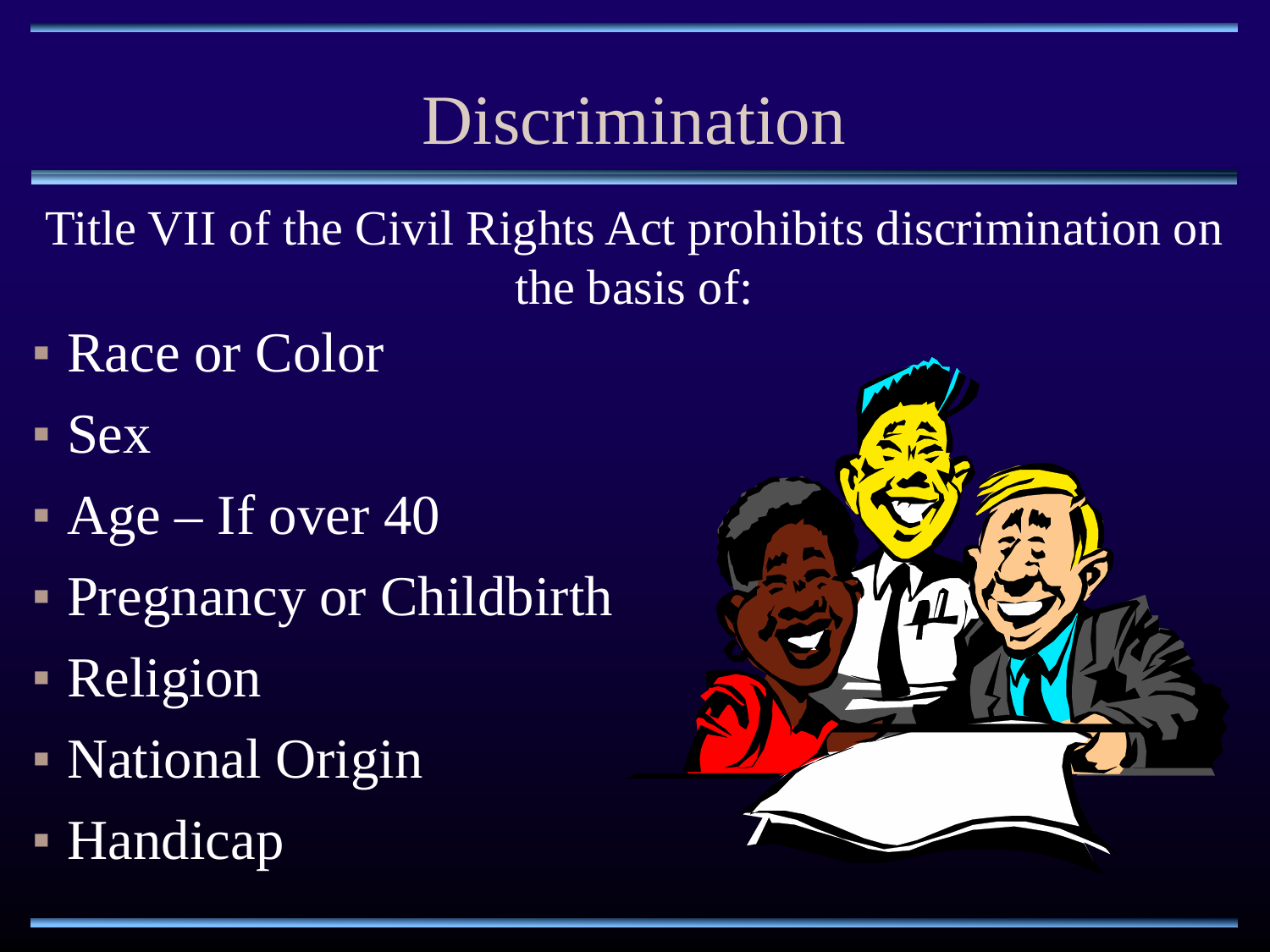# Discrimination

Title VII of the Civil Rights Act prohibits discrimination on the basis of:

- Race or Color
- Sex
- Age – If over 40
- Pregnancy or Childbirth
- Religion
- National Origin
- Handicap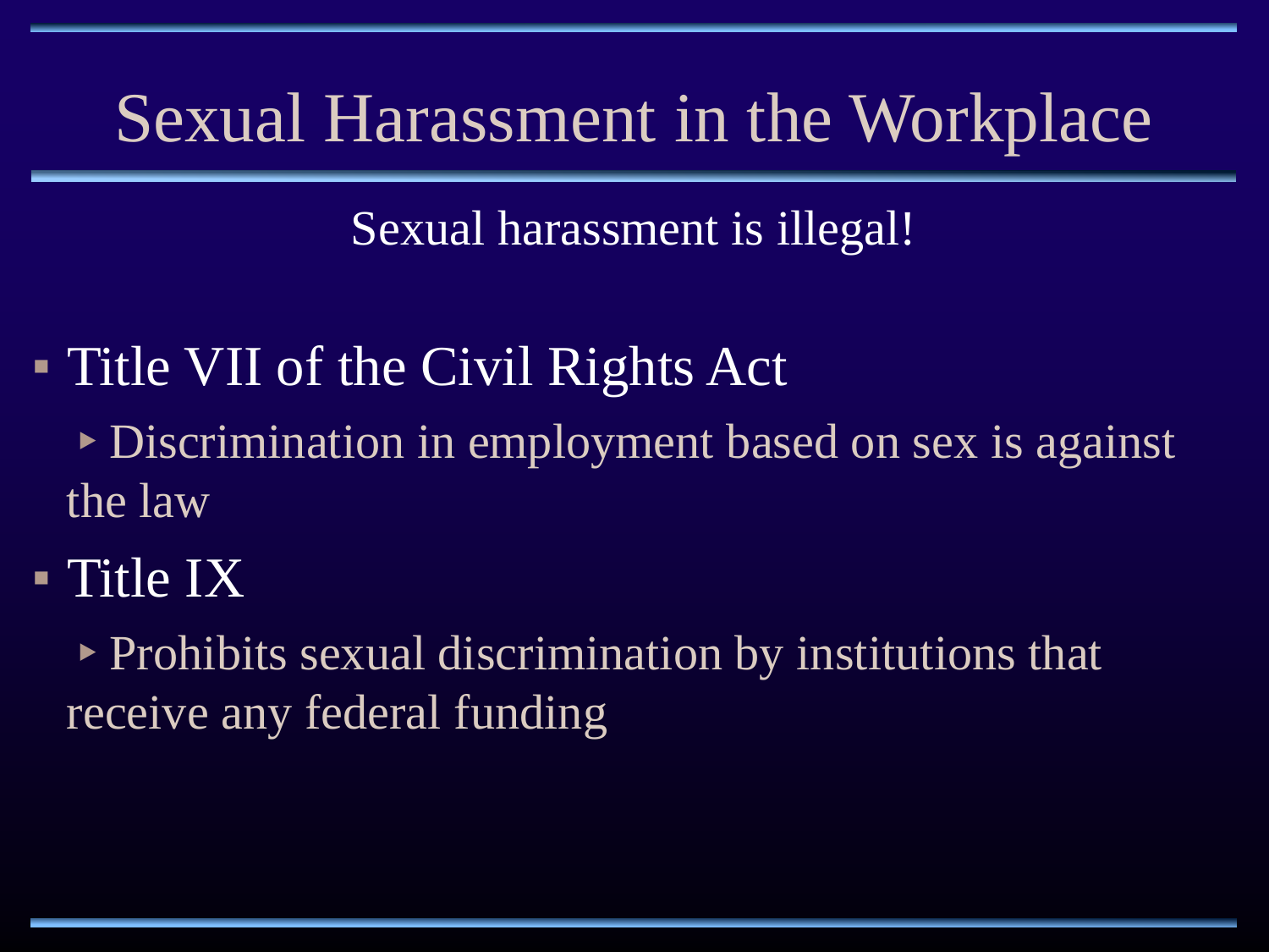# Sexual Harassment in the Workplace

Sexual harassment is illegal!

- Title VII of the Civil Rights Act
  - Discrimination in employment based on sex is against the law
- Title IX
  - Prohibits sexual discrimination by institutions that receive any federal funding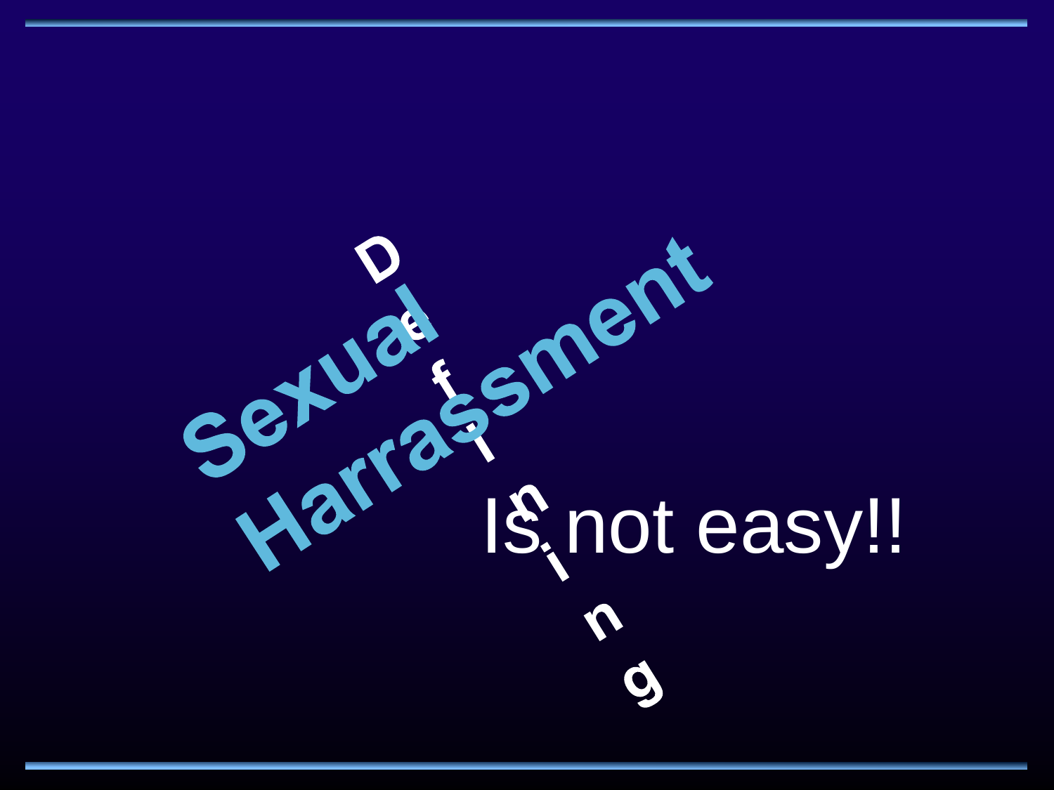Defining Sexual Harrassment

Is not easy!!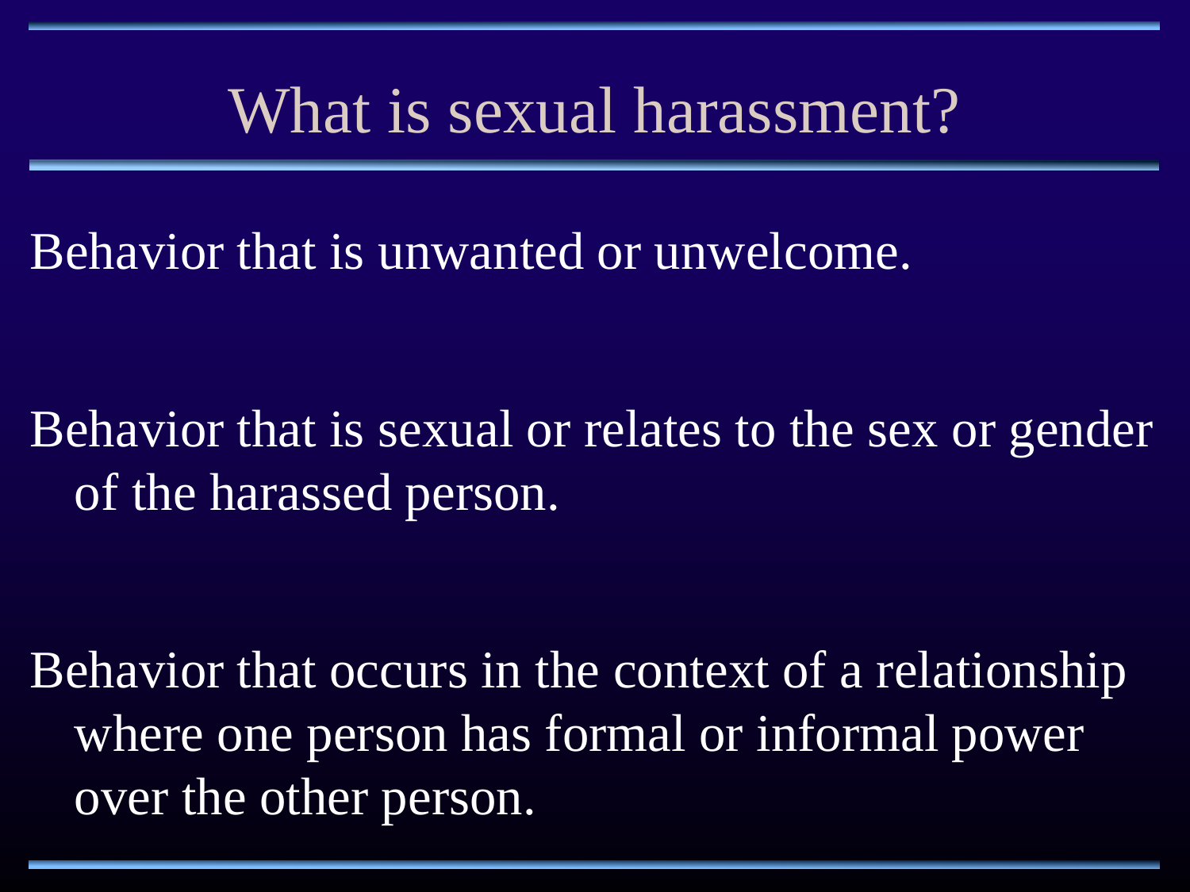# What is sexual harassment?

Behavior that is unwanted or unwelcome.

Behavior that is sexual or relates to the sex or gender of the harassed person.

Behavior that occurs in the context of a relationship where one person has formal or informal power over the other person.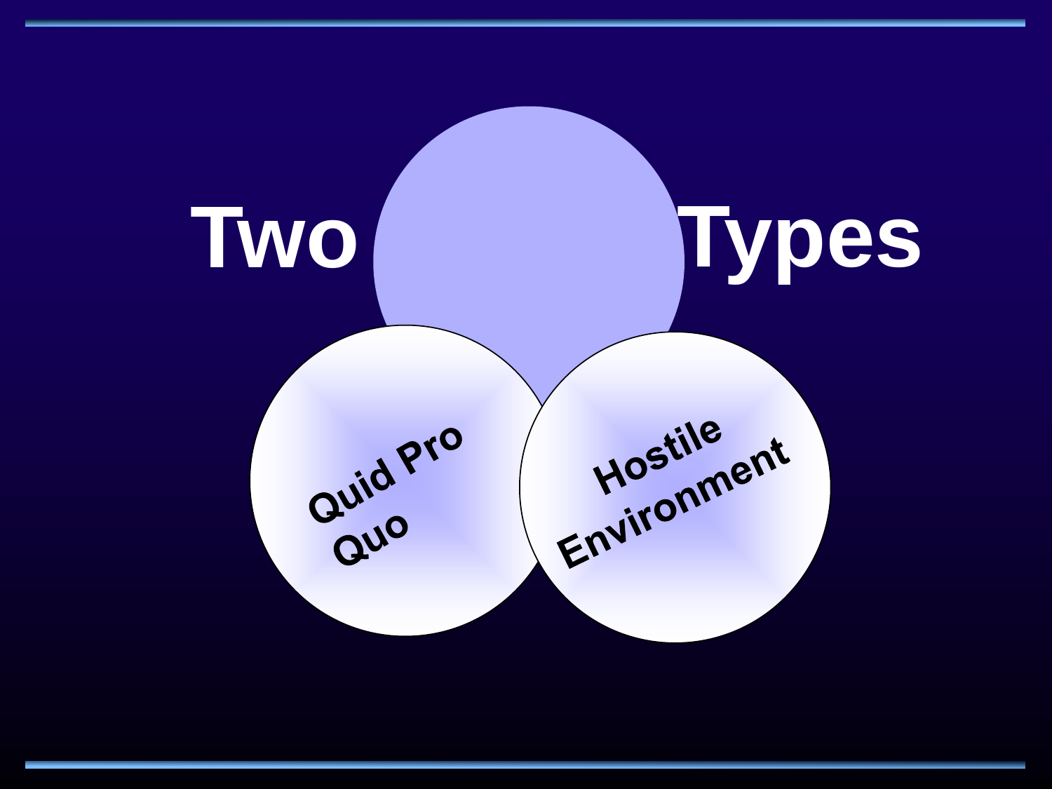# Two Types

- Quid Pro Quo
- Hostile Environment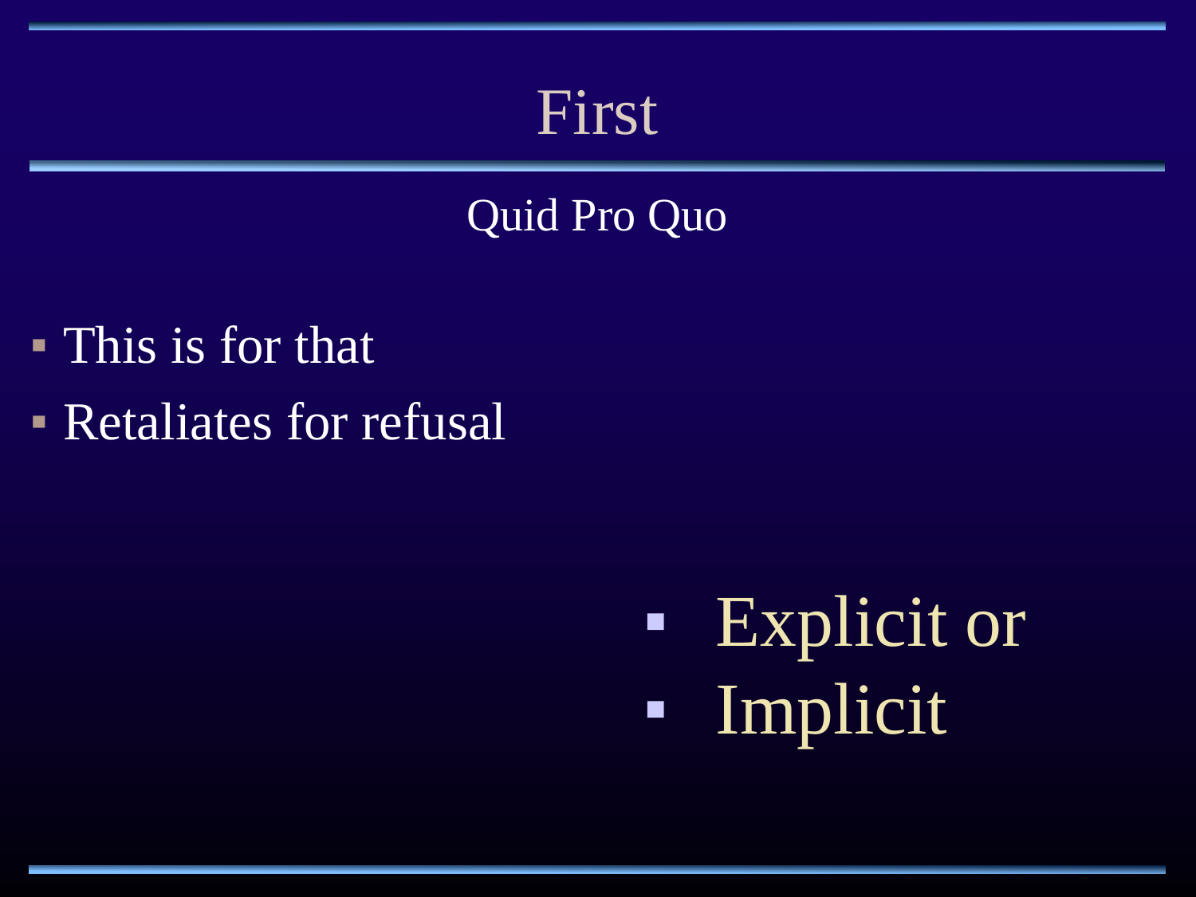# First

## Quid Pro Quo

- This is for that
- Retaliates for refusal

- Explicit or
- Implicit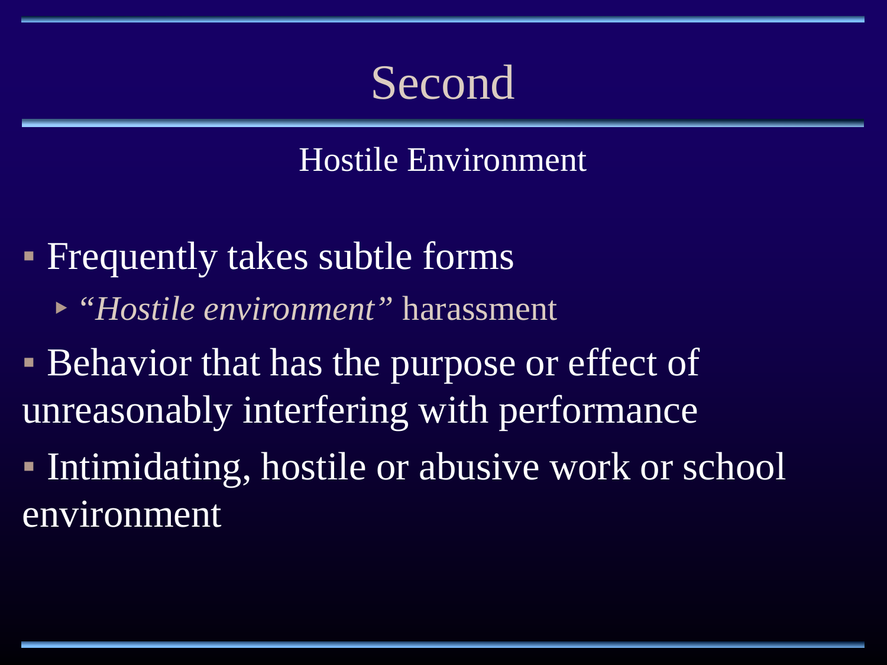# Second

## Hostile Environment

- Frequently takes subtle forms
  - *"Hostile environment"* harassment
- Behavior that has the purpose or effect of unreasonably interfering with performance
- Intimidating, hostile or abusive work or school environment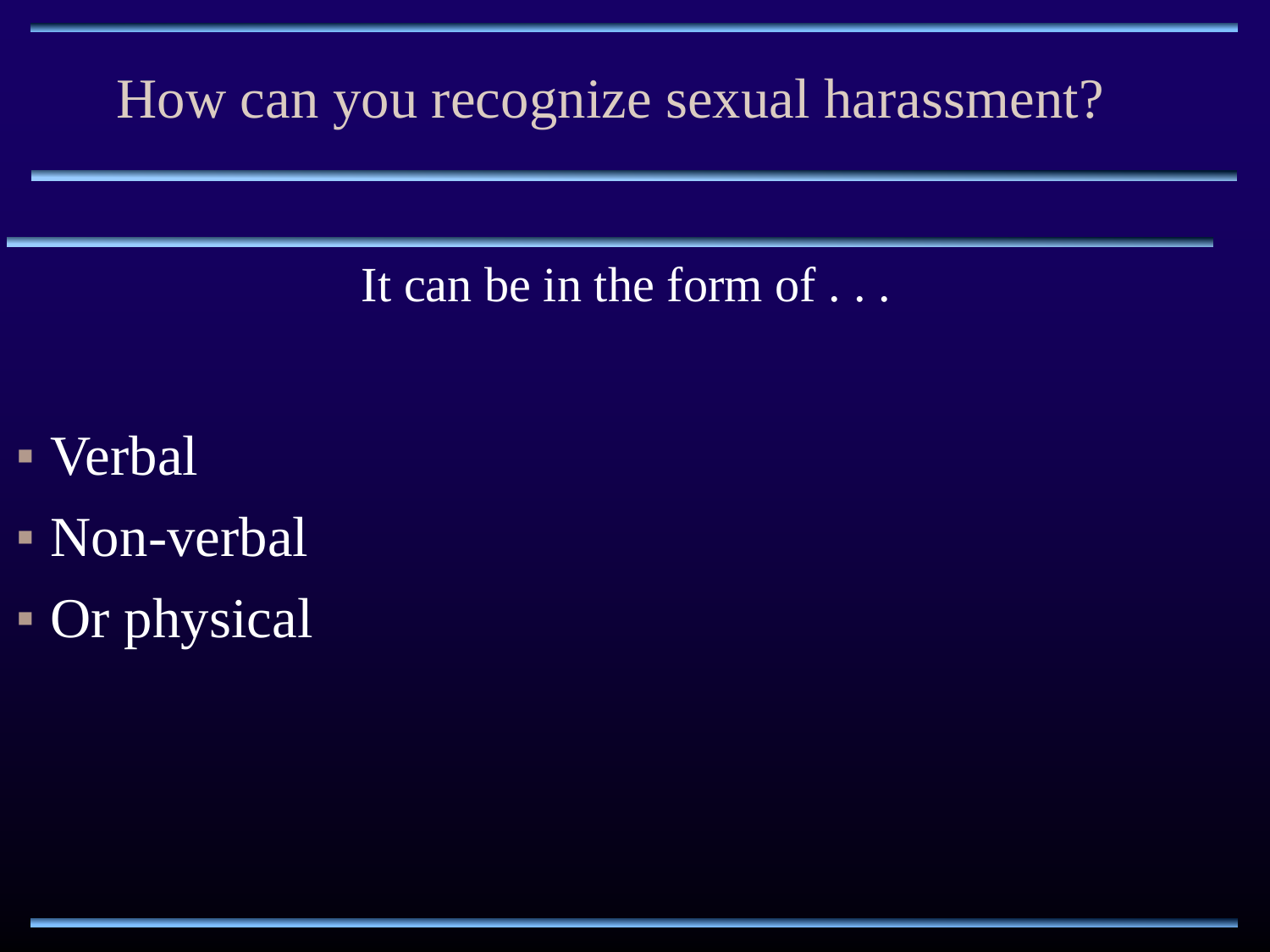# How can you recognize sexual harassment?

It can be in the form of . . .

- Verbal
- Non-verbal
- Or physical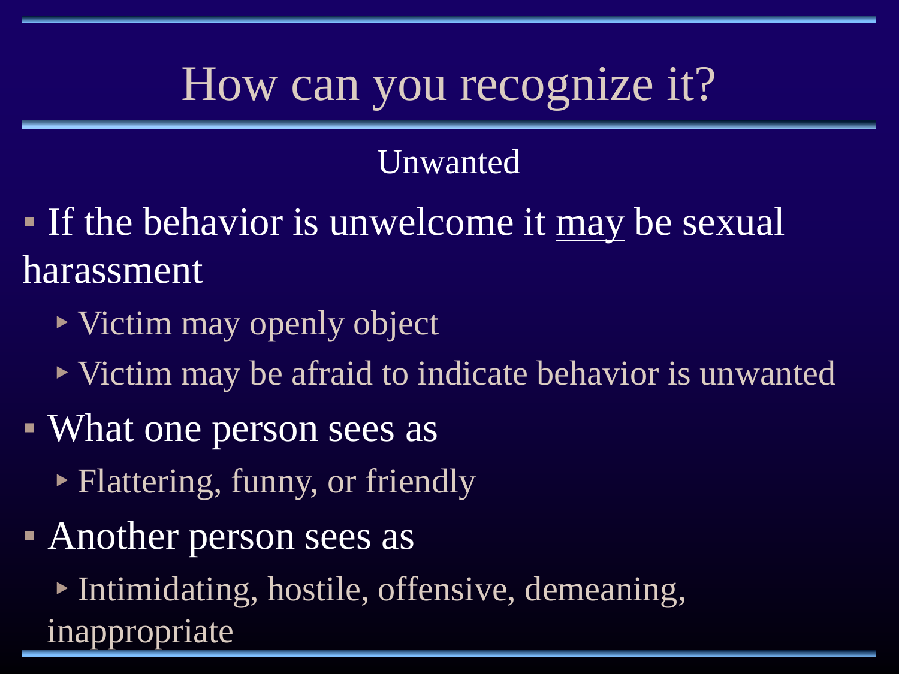# How can you recognize it?

Unwanted

- If the behavior is unwelcome it <u>may</u> be sexual harassment
  - Victim may openly object
  - Victim may be afraid to indicate behavior is unwanted
- What one person sees as
  - Flattering, funny, or friendly
- Another person sees as
  - Intimidating, hostile, offensive, demeaning, inappropriate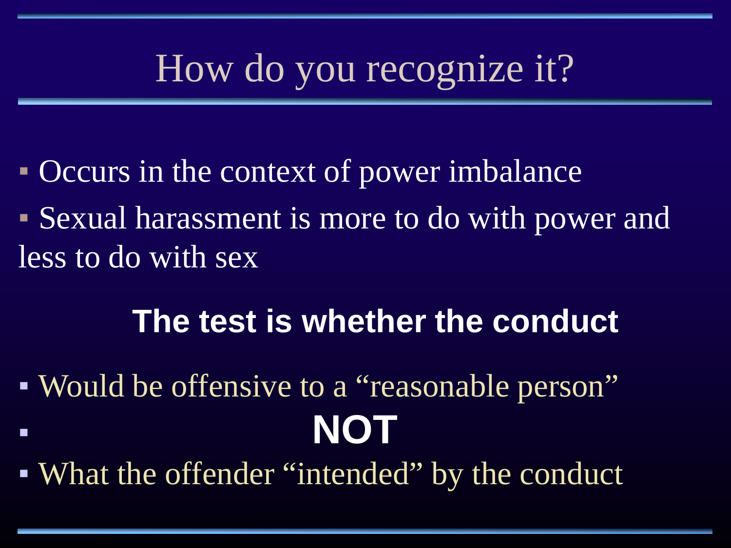# How do you recognize it?

- Occurs in the context of power imbalance
- Sexual harassment is more to do with power and less to do with sex

**The test is whether the conduct**

- Would be offensive to a "reasonable person"
- **NOT**
- What the offender "intended" by the conduct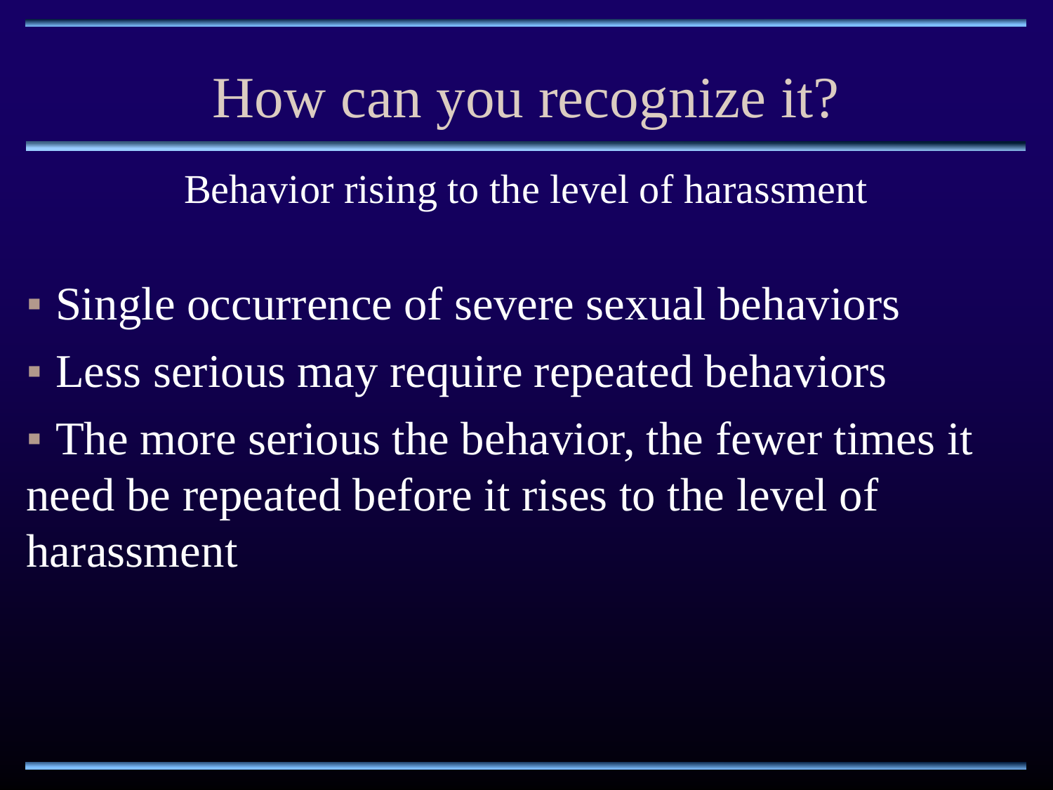# How can you recognize it?

Behavior rising to the level of harassment

- Single occurrence of severe sexual behaviors
- Less serious may require repeated behaviors
- The more serious the behavior, the fewer times it need be repeated before it rises to the level of harassment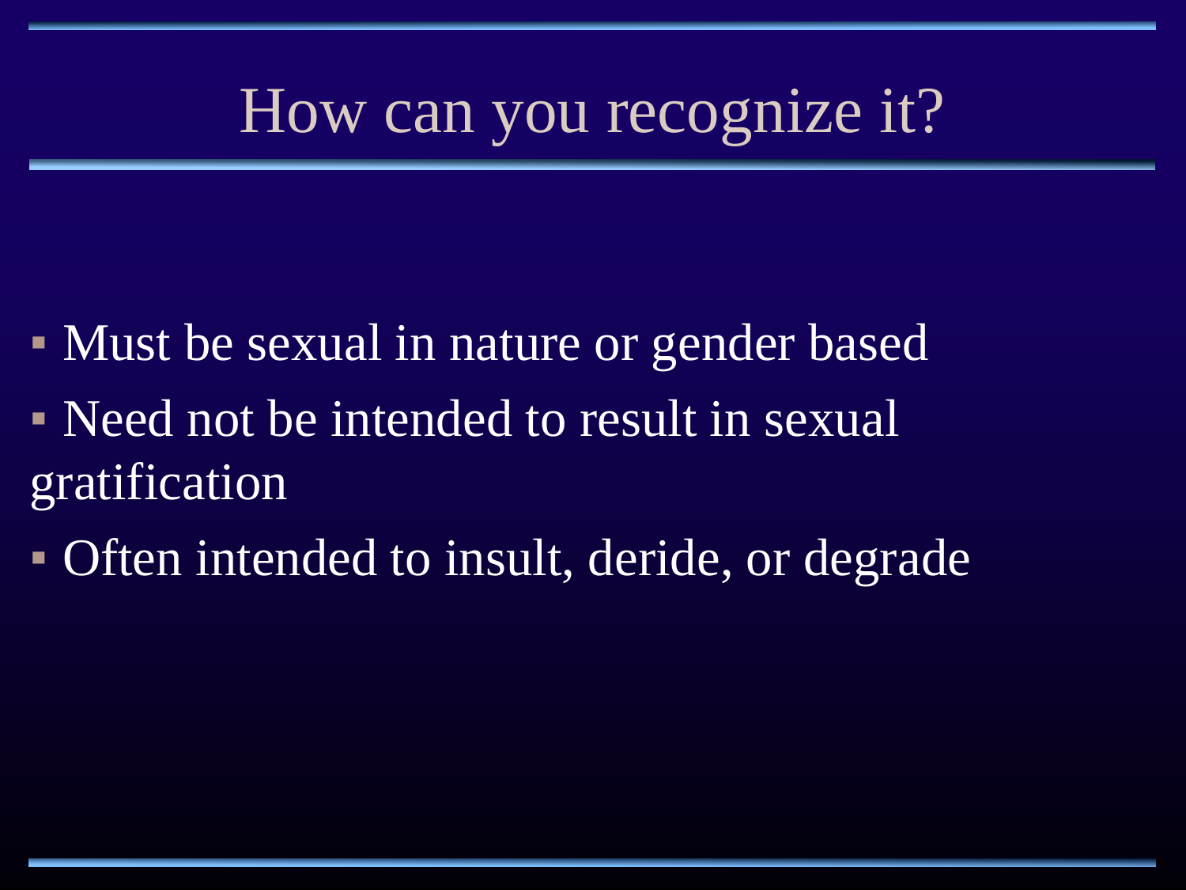# How can you recognize it?

- Must be sexual in nature or gender based
- Need not be intended to result in sexual gratification
- Often intended to insult, deride, or degrade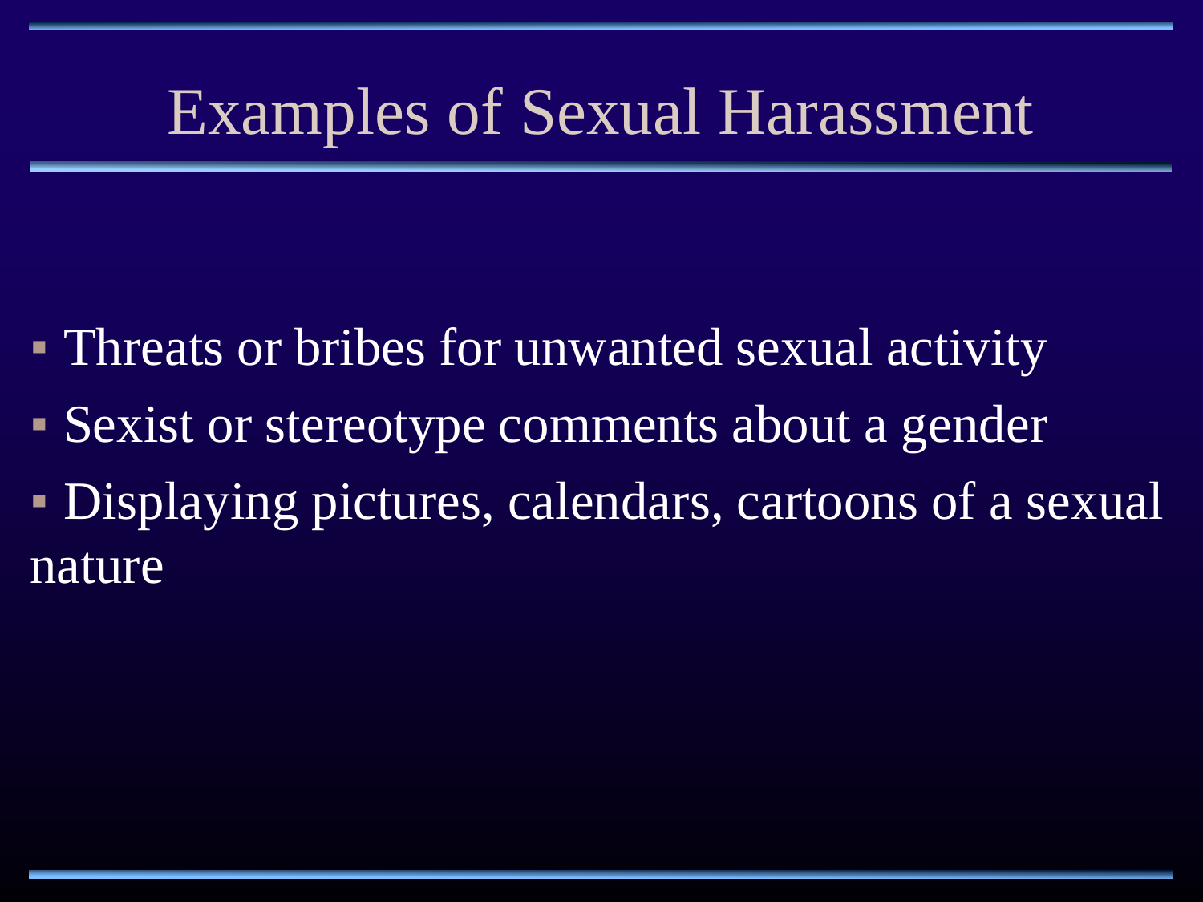# Examples of Sexual Harassment

- Threats or bribes for unwanted sexual activity
- Sexist or stereotype comments about a gender
- Displaying pictures, calendars, cartoons of a sexual nature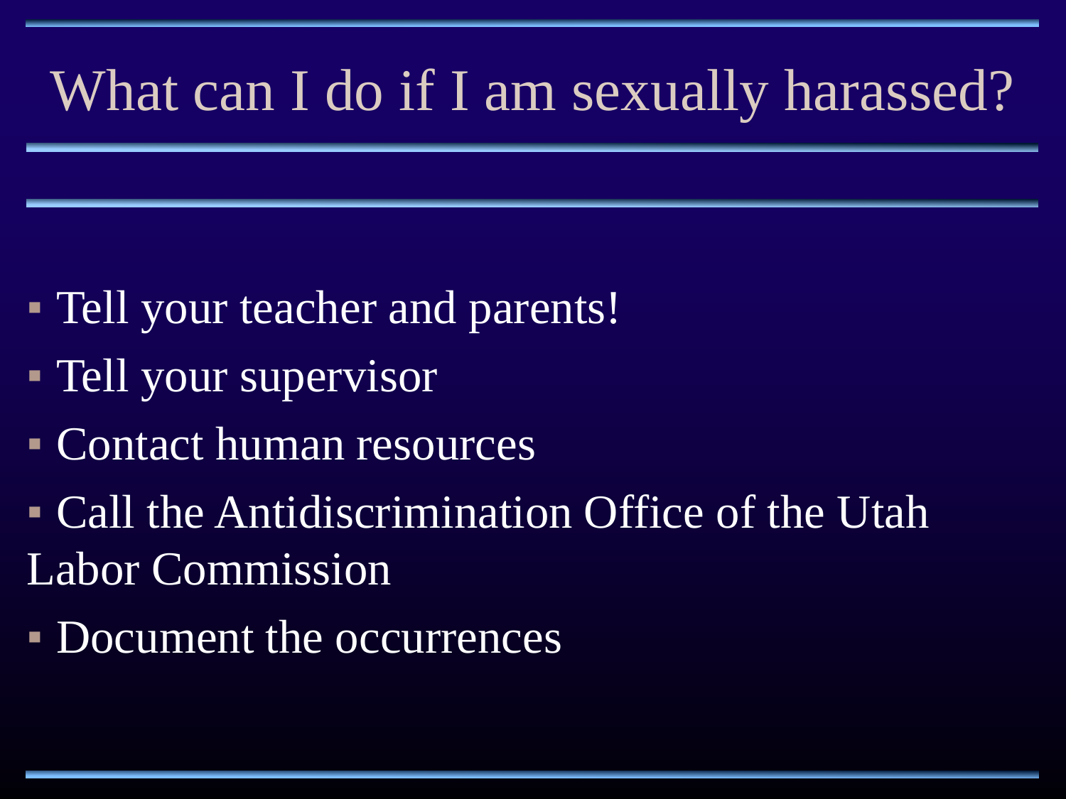# What can I do if I am sexually harassed?

- Tell your teacher and parents!
- Tell your supervisor
- Contact human resources
- Call the Antidiscrimination Office of the Utah Labor Commission
- Document the occurrences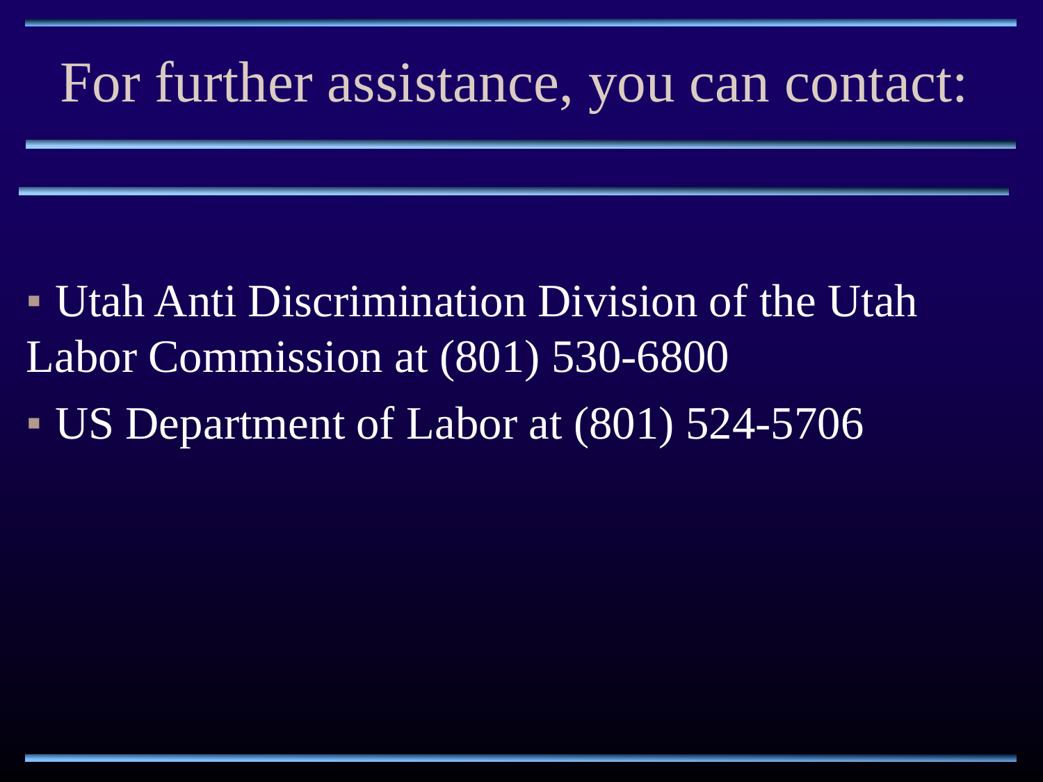# For further assistance, you can contact:

- Utah Anti Discrimination Division of the Utah Labor Commission at (801) 530-6800
- US Department of Labor at (801) 524-5706